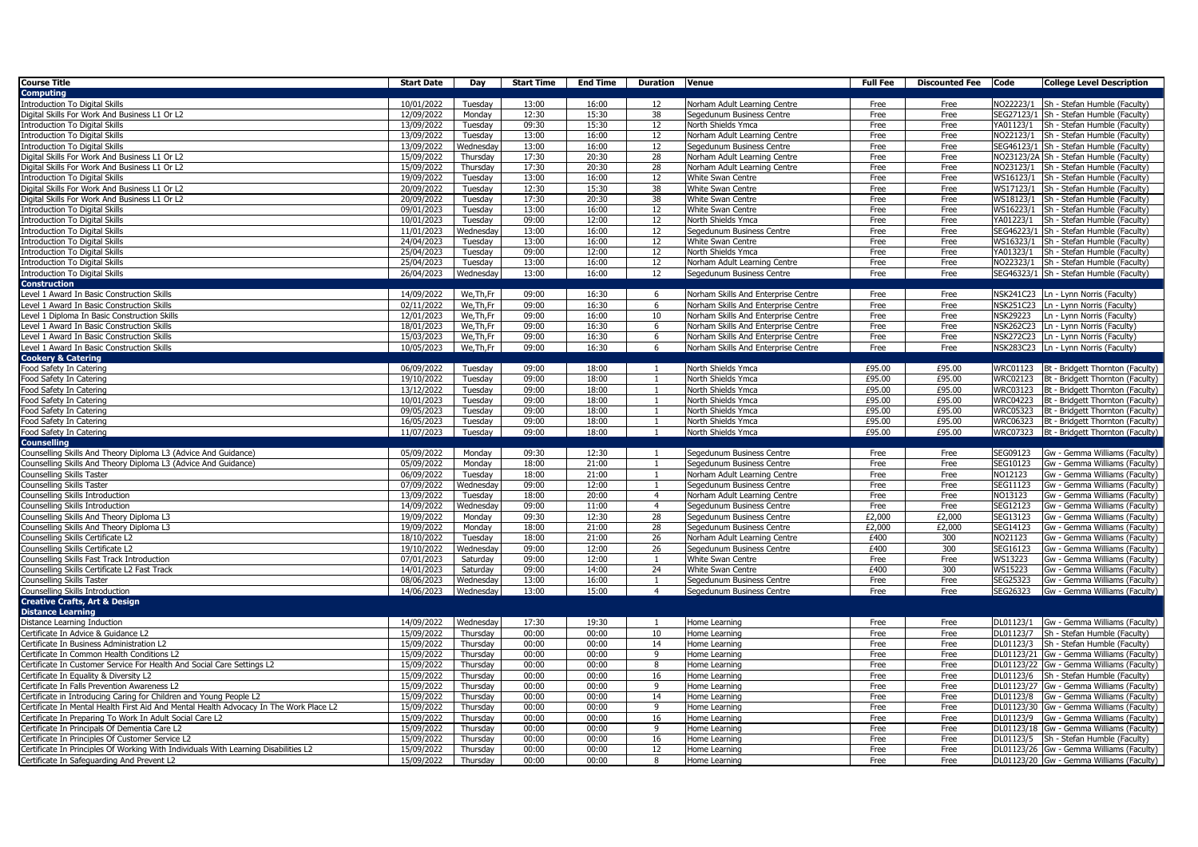| Course Title | Start Date | Day | Start Time | End Time | Duration | Venue | Full Fee | Discounted Fee | Code | College Level Description |
|---|---|---|---|---|---|---|---|---|---|---|
| **Computing** | | | | | | | | | | |
| Introduction To Digital Skills | 10/01/2022 | Tuesday | 13:00 | 16:00 | 12 | Norham Adult Learning Centre | Free | Free | NO22223/1 | Sh - Stefan Humble (Faculty) |
| Digital Skills For Work And Business L1 Or L2 | 12/09/2022 | Monday | 12:30 | 15:30 | 38 | Segedunum Business Centre | Free | Free | SEG27123/1 | Sh - Stefan Humble (Faculty) |
| Introduction To Digital Skills | 13/09/2022 | Tuesday | 09:30 | 15:30 | 12 | North Shields Ymca | Free | Free | YA01123/1 | Sh - Stefan Humble (Faculty) |
| Introduction To Digital Skills | 13/09/2022 | Tuesday | 13:00 | 16:00 | 12 | Norham Adult Learning Centre | Free | Free | NO22123/1 | Sh - Stefan Humble (Faculty) |
| Introduction To Digital Skills | 13/09/2022 | Wednesday | 13:00 | 16:00 | 12 | Segedunum Business Centre | Free | Free | SEG46123/1 | Sh - Stefan Humble (Faculty) |
| Digital Skills For Work And Business L1 Or L2 | 15/09/2022 | Thursday | 17:30 | 20:30 | 28 | Norham Adult Learning Centre | Free | Free | NO23123/2A | Sh - Stefan Humble (Faculty) |
| Digital Skills For Work And Business L1 Or L2 | 15/09/2022 | Thursday | 17:30 | 20:30 | 28 | Norham Adult Learning Centre | Free | Free | NO23123/1 | Sh - Stefan Humble (Faculty) |
| Introduction To Digital Skills | 19/09/2022 | Tuesday | 13:00 | 16:00 | 12 | White Swan Centre | Free | Free | WS16123/1 | Sh - Stefan Humble (Faculty) |
| Digital Skills For Work And Business L1 Or L2 | 20/09/2022 | Tuesday | 12:30 | 15:30 | 38 | White Swan Centre | Free | Free | WS17123/1 | Sh - Stefan Humble (Faculty) |
| Digital Skills For Work And Business L1 Or L2 | 20/09/2022 | Tuesday | 17:30 | 20:30 | 38 | White Swan Centre | Free | Free | WS18123/1 | Sh - Stefan Humble (Faculty) |
| Introduction To Digital Skills | 09/01/2023 | Tuesday | 13:00 | 16:00 | 12 | White Swan Centre | Free | Free | WS16223/1 | Sh - Stefan Humble (Faculty) |
| Introduction To Digital Skills | 10/01/2023 | Tuesday | 09:00 | 12:00 | 12 | North Shields Ymca | Free | Free | YA01223/1 | Sh - Stefan Humble (Faculty) |
| Introduction To Digital Skills | 11/01/2023 | Wednesday | 13:00 | 16:00 | 12 | Segedunum Business Centre | Free | Free | SEG46223/1 | Sh - Stefan Humble (Faculty) |
| Introduction To Digital Skills | 24/04/2023 | Tuesday | 13:00 | 16:00 | 12 | White Swan Centre | Free | Free | WS16323/1 | Sh - Stefan Humble (Faculty) |
| Introduction To Digital Skills | 25/04/2023 | Tuesday | 09:00 | 12:00 | 12 | North Shields Ymca | Free | Free | YA01323/1 | Sh - Stefan Humble (Faculty) |
| Introduction To Digital Skills | 25/04/2023 | Tuesday | 13:00 | 16:00 | 12 | Norham Adult Learning Centre | Free | Free | NO22323/1 | Sh - Stefan Humble (Faculty) |
| Introduction To Digital Skills | 26/04/2023 | Wednesday | 13:00 | 16:00 | 12 | Segedunum Business Centre | Free | Free | SEG46323/1 | Sh - Stefan Humble (Faculty) |
| **Construction** | | | | | | | | | | |
| Level 1 Award In Basic Construction Skills | 14/09/2022 | We,Th,Fr | 09:00 | 16:30 | 6 | Norham Skills And Enterprise Centre | Free | Free | NSK241C23 | Ln - Lynn Norris (Faculty) |
| Level 1 Award In Basic Construction Skills | 02/11/2022 | We,Th,Fr | 09:00 | 16:30 | 6 | Norham Skills And Enterprise Centre | Free | Free | NSK251C23 | Ln - Lynn Norris (Faculty) |
| Level 1 Diploma In Basic Construction Skills | 12/01/2023 | We,Th,Fr | 09:00 | 16:00 | 10 | Norham Skills And Enterprise Centre | Free | Free | NSK29223 | Ln - Lynn Norris (Faculty) |
| Level 1 Award In Basic Construction Skills | 18/01/2023 | We,Th,Fr | 09:00 | 16:30 | 6 | Norham Skills And Enterprise Centre | Free | Free | NSK262C23 | Ln - Lynn Norris (Faculty) |
| Level 1 Award In Basic Construction Skills | 15/03/2023 | We,Th,Fr | 09:00 | 16:30 | 6 | Norham Skills And Enterprise Centre | Free | Free | NSK272C23 | Ln - Lynn Norris (Faculty) |
| Level 1 Award In Basic Construction Skills | 10/05/2023 | We,Th,Fr | 09:00 | 16:30 | 6 | Norham Skills And Enterprise Centre | Free | Free | NSK283C23 | Ln - Lynn Norris (Faculty) |
| **Cookery & Catering** | | | | | | | | | | |
| Food Safety In Catering | 06/09/2022 | Tuesday | 09:00 | 18:00 | 1 | North Shields Ymca | £95.00 | £95.00 | WRC01123 | Bt - Bridgett Thornton (Faculty) |
| Food Safety In Catering | 19/10/2022 | Tuesday | 09:00 | 18:00 | 1 | North Shields Ymca | £95.00 | £95.00 | WRC02123 | Bt - Bridgett Thornton (Faculty) |
| Food Safety In Catering | 13/12/2022 | Tuesday | 09:00 | 18:00 | 1 | North Shields Ymca | £95.00 | £95.00 | WRC03123 | Bt - Bridgett Thornton (Faculty) |
| Food Safety In Catering | 10/01/2023 | Tuesday | 09:00 | 18:00 | 1 | North Shields Ymca | £95.00 | £95.00 | WRC04223 | Bt - Bridgett Thornton (Faculty) |
| Food Safety In Catering | 09/05/2023 | Tuesday | 09:00 | 18:00 | 1 | North Shields Ymca | £95.00 | £95.00 | WRC05323 | Bt - Bridgett Thornton (Faculty) |
| Food Safety In Catering | 16/05/2023 | Tuesday | 09:00 | 18:00 | 1 | North Shields Ymca | £95.00 | £95.00 | WRC06323 | Bt - Bridgett Thornton (Faculty) |
| Food Safety In Catering | 11/07/2023 | Tuesday | 09:00 | 18:00 | 1 | North Shields Ymca | £95.00 | £95.00 | WRC07323 | Bt - Bridgett Thornton (Faculty) |
| **Counselling** | | | | | | | | | | |
| Counselling Skills And Theory Diploma L3 (Advice And Guidance) | 05/09/2022 | Monday | 09:30 | 12:30 | 1 | Segedunum Business Centre | Free | Free | SEG09123 | Gw - Gemma Williams (Faculty) |
| Counselling Skills And Theory Diploma L3 (Advice And Guidance) | 05/09/2022 | Monday | 18:00 | 21:00 | 1 | Segedunum Business Centre | Free | Free | SEG10123 | Gw - Gemma Williams (Faculty) |
| Counselling Skills Taster | 06/09/2022 | Tuesday | 18:00 | 21:00 | 1 | Norham Adult Learning Centre | Free | Free | NO12123 | Gw - Gemma Williams (Faculty) |
| Counselling Skills Taster | 07/09/2022 | Wednesday | 09:00 | 12:00 | 1 | Segedunum Business Centre | Free | Free | SEG11123 | Gw - Gemma Williams (Faculty) |
| Counselling Skills Introduction | 13/09/2022 | Tuesday | 18:00 | 20:00 | 4 | Norham Adult Learning Centre | Free | Free | NO13123 | Gw - Gemma Williams (Faculty) |
| Counselling Skills Introduction | 14/09/2022 | Wednesday | 09:00 | 11:00 | 4 | Segedunum Business Centre | Free | Free | SEG12123 | Gw - Gemma Williams (Faculty) |
| Counselling Skills And Theory Diploma L3 | 19/09/2022 | Monday | 09:30 | 12:30 | 28 | Segedunum Business Centre | £2,000 | £2,000 | SEG13123 | Gw - Gemma Williams (Faculty) |
| Counselling Skills And Theory Diploma L3 | 19/09/2022 | Monday | 18:00 | 21:00 | 28 | Segedunum Business Centre | £2,000 | £2,000 | SEG14123 | Gw - Gemma Williams (Faculty) |
| Counselling Skills Certificate L2 | 18/10/2022 | Tuesday | 18:00 | 21:00 | 26 | Norham Adult Learning Centre | £400 | 300 | NO21123 | Gw - Gemma Williams (Faculty) |
| Counselling Skills Certificate L2 | 19/10/2022 | Wednesday | 09:00 | 12:00 | 26 | Segedunum Business Centre | £400 | 300 | SEG16123 | Gw - Gemma Williams (Faculty) |
| Counselling Skills Fast Track Introduction | 07/01/2023 | Saturday | 09:00 | 12:00 | 1 | White Swan Centre | Free | Free | WS13223 | Gw - Gemma Williams (Faculty) |
| Counselling Skills Certificate L2 Fast Track | 14/01/2023 | Saturday | 09:00 | 14:00 | 24 | White Swan Centre | £400 | 300 | WS15223 | Gw - Gemma Williams (Faculty) |
| Counselling Skills Taster | 08/06/2023 | Wednesday | 13:00 | 16:00 | 1 | Segedunum Business Centre | Free | Free | SEG25323 | Gw - Gemma Williams (Faculty) |
| Counselling Skills Introduction | 14/06/2023 | Wednesday | 13:00 | 15:00 | 4 | Segedunum Business Centre | Free | Free | SEG26323 | Gw - Gemma Williams (Faculty) |
| **Creative Crafts, Art & Design** | | | | | | | | | | |
| **Distance Learning** | | | | | | | | | | |
| Distance Learning Induction | 14/09/2022 | Wednesday | 17:30 | 19:30 | 1 | Home Learning | Free | Free | DL01123/1 | Gw - Gemma Williams (Faculty) |
| Certificate In Advice & Guidance L2 | 15/09/2022 | Thursday | 00:00 | 00:00 | 10 | Home Learning | Free | Free | DL01123/7 | Sh - Stefan Humble (Faculty) |
| Certificate In Business Administration L2 | 15/09/2022 | Thursday | 00:00 | 00:00 | 14 | Home Learning | Free | Free | DL01123/3 | Sh - Stefan Humble (Faculty) |
| Certificate In Common Health Conditions L2 | 15/09/2022 | Thursday | 00:00 | 00:00 | 9 | Home Learning | Free | Free | DL01123/21 | Gw - Gemma Williams (Faculty) |
| Certificate In Customer Service For Health And Social Care Settings L2 | 15/09/2022 | Thursday | 00:00 | 00:00 | 8 | Home Learning | Free | Free | DL01123/22 | Gw - Gemma Williams (Faculty) |
| Certificate In Equality & Diversity L2 | 15/09/2022 | Thursday | 00:00 | 00:00 | 16 | Home Learning | Free | Free | DL01123/6 | Sh - Stefan Humble (Faculty) |
| Certificate In Falls Prevention Awareness L2 | 15/09/2022 | Thursday | 00:00 | 00:00 | 9 | Home Learning | Free | Free | DL01123/27 | Gw - Gemma Williams (Faculty) |
| Certificate in Introducing Caring for Children and Young People L2 | 15/09/2022 | Thursday | 00:00 | 00:00 | 14 | Home Learning | Free | Free | DL01123/8 | Gw - Gemma Williams (Faculty) |
| Certificate In Mental Health First Aid And Mental Health Advocacy In The Work Place L2 | 15/09/2022 | Thursday | 00:00 | 00:00 | 9 | Home Learning | Free | Free | DL01123/30 | Gw - Gemma Williams (Faculty) |
| Certificate In Preparing To Work In Adult Social Care L2 | 15/09/2022 | Thursday | 00:00 | 00:00 | 16 | Home Learning | Free | Free | DL01123/9 | Gw - Gemma Williams (Faculty) |
| Certificate In Principals Of Dementia Care L2 | 15/09/2022 | Thursday | 00:00 | 00:00 | 9 | Home Learning | Free | Free | DL01123/18 | Gw - Gemma Williams (Faculty) |
| Certificate In Principles Of Customer Service L2 | 15/09/2022 | Thursday | 00:00 | 00:00 | 16 | Home Learning | Free | Free | DL01123/5 | Sh - Stefan Humble (Faculty) |
| Certificate In Principles Of Working With Individuals With Learning Disabilities L2 | 15/09/2022 | Thursday | 00:00 | 00:00 | 12 | Home Learning | Free | Free | DL01123/26 | Gw - Gemma Williams (Faculty) |
| Certificate In Safeguarding And Prevent L2 | 15/09/2022 | Thursday | 00:00 | 00:00 | 8 | Home Learning | Free | Free | DL01123/20 | Gw - Gemma Williams (Faculty) |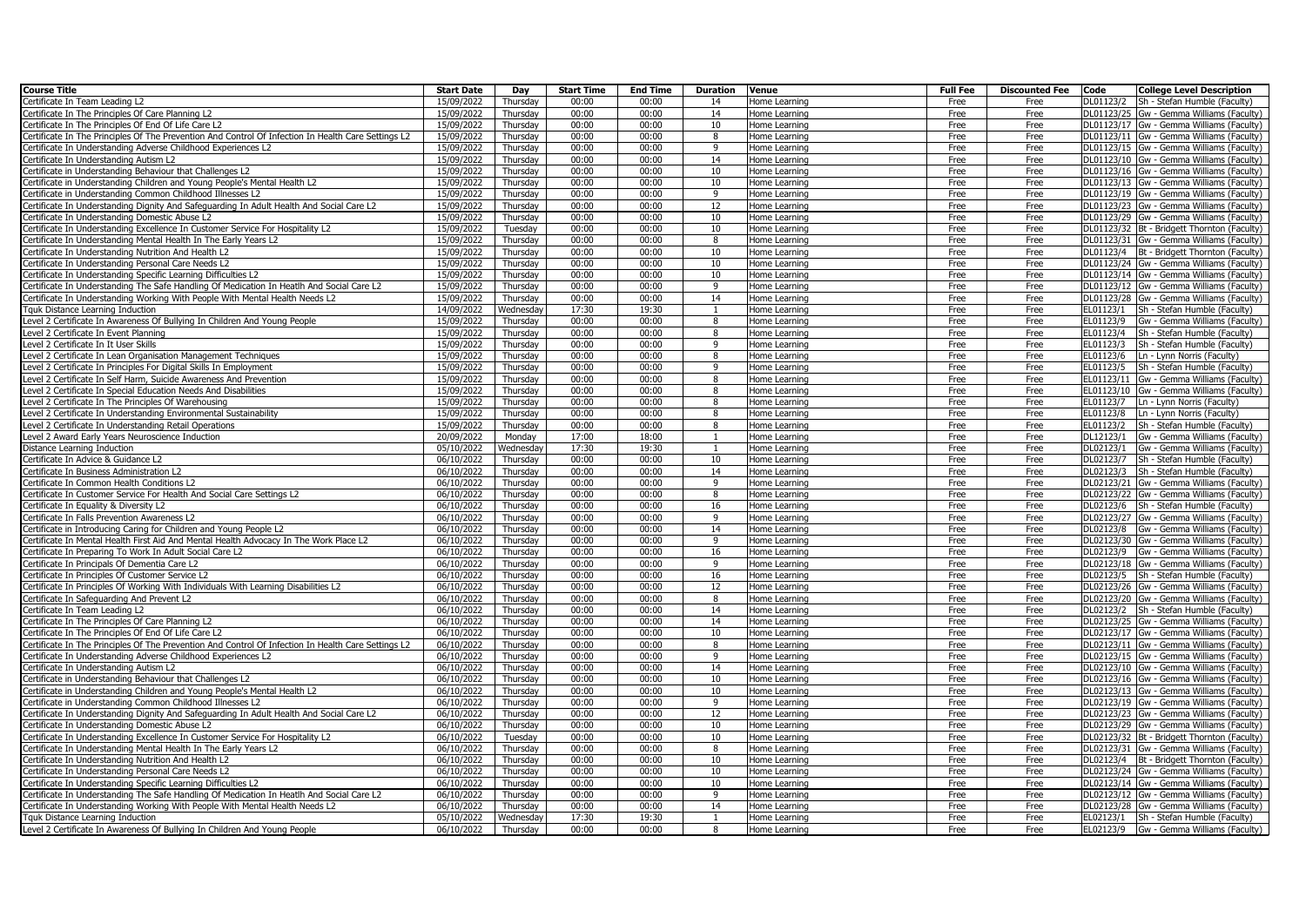| Course Title | Start Date | Day | Start Time | End Time | Duration | Venue | Full Fee | Discounted Fee | Code | College Level Description |
|---|---|---|---|---|---|---|---|---|---|---|
| Certificate In Team Leading L2 | 15/09/2022 | Thursday | 00:00 | 00:00 | 14 | Home Learning | Free | Free | DL01123/2 | Sh - Stefan Humble (Faculty) |
| Certificate In The Principles Of Care Planning L2 | 15/09/2022 | Thursday | 00:00 | 00:00 | 14 | Home Learning | Free | Free | DL01123/25 | Gw - Gemma Williams (Faculty) |
| Certificate In The Principles Of End Of Life Care L2 | 15/09/2022 | Thursday | 00:00 | 00:00 | 10 | Home Learning | Free | Free | DL01123/17 | Gw - Gemma Williams (Faculty) |
| Certificate In The Principles Of The Prevention And Control Of Infection In Health Care Settings L2 | 15/09/2022 | Thursday | 00:00 | 00:00 | 8 | Home Learning | Free | Free | DL01123/11 | Gw - Gemma Williams (Faculty) |
| Certificate In Understanding Adverse Childhood Experiences L2 | 15/09/2022 | Thursday | 00:00 | 00:00 | 9 | Home Learning | Free | Free | DL01123/15 | Gw - Gemma Williams (Faculty) |
| Certificate In Understanding Autism L2 | 15/09/2022 | Thursday | 00:00 | 00:00 | 14 | Home Learning | Free | Free | DL01123/10 | Gw - Gemma Williams (Faculty) |
| Certificate in Understanding Behaviour that Challenges L2 | 15/09/2022 | Thursday | 00:00 | 00:00 | 10 | Home Learning | Free | Free | DL01123/16 | Gw - Gemma Williams (Faculty) |
| Certificate in Understanding Children and Young People's Mental Health L2 | 15/09/2022 | Thursday | 00:00 | 00:00 | 10 | Home Learning | Free | Free | DL01123/13 | Gw - Gemma Williams (Faculty) |
| Certificate in Understanding Common Childhood Illnesses L2 | 15/09/2022 | Thursday | 00:00 | 00:00 | 9 | Home Learning | Free | Free | DL01123/19 | Gw - Gemma Williams (Faculty) |
| Certificate In Understanding Dignity And Safeguarding In Adult Health And Social Care L2 | 15/09/2022 | Thursday | 00:00 | 00:00 | 12 | Home Learning | Free | Free | DL01123/23 | Gw - Gemma Williams (Faculty) |
| Certificate In Understanding Domestic Abuse L2 | 15/09/2022 | Thursday | 00:00 | 00:00 | 10 | Home Learning | Free | Free | DL01123/29 | Gw - Gemma Williams (Faculty) |
| Certificate In Understanding Excellence In Customer Service For Hospitality L2 | 15/09/2022 | Tuesday | 00:00 | 00:00 | 10 | Home Learning | Free | Free | DL01123/32 | Bt - Bridgett Thornton (Faculty) |
| Certificate In Understanding Mental Health In The Early Years L2 | 15/09/2022 | Thursday | 00:00 | 00:00 | 8 | Home Learning | Free | Free | DL01123/31 | Gw - Gemma Williams (Faculty) |
| Certificate In Understanding Nutrition And Health L2 | 15/09/2022 | Thursday | 00:00 | 00:00 | 10 | Home Learning | Free | Free | DL01123/4 | Bt - Bridgett Thornton (Faculty) |
| Certificate In Understanding Personal Care Needs L2 | 15/09/2022 | Thursday | 00:00 | 00:00 | 10 | Home Learning | Free | Free | DL01123/24 | Gw - Gemma Williams (Faculty) |
| Certificate In Understanding Specific Learning Difficulties L2 | 15/09/2022 | Thursday | 00:00 | 00:00 | 10 | Home Learning | Free | Free | DL01123/14 | Gw - Gemma Williams (Faculty) |
| Certificate In Understanding The Safe Handling Of Medication In Heatlh And Social Care L2 | 15/09/2022 | Thursday | 00:00 | 00:00 | 9 | Home Learning | Free | Free | DL01123/12 | Gw - Gemma Williams (Faculty) |
| Certificate In Understanding Working With People With Mental Health Needs L2 | 15/09/2022 | Thursday | 00:00 | 00:00 | 14 | Home Learning | Free | Free | DL01123/28 | Gw - Gemma Williams (Faculty) |
| Tquk Distance Learning Induction | 14/09/2022 | Wednesday | 17:30 | 19:30 | 1 | Home Learning | Free | Free | EL01123/1 | Sh - Stefan Humble (Faculty) |
| Level 2 Certificate In Awareness Of Bullying In Children And Young People | 15/09/2022 | Thursday | 00:00 | 00:00 | 8 | Home Learning | Free | Free | EL01123/9 | Gw - Gemma Williams (Faculty) |
| Level 2 Certificate In Event Planning | 15/09/2022 | Thursday | 00:00 | 00:00 | 8 | Home Learning | Free | Free | EL01123/4 | Sh - Stefan Humble (Faculty) |
| Level 2 Certificate In It User Skills | 15/09/2022 | Thursday | 00:00 | 00:00 | 9 | Home Learning | Free | Free | EL01123/3 | Sh - Stefan Humble (Faculty) |
| Level 2 Certificate In Lean Organisation Management Techniques | 15/09/2022 | Thursday | 00:00 | 00:00 | 8 | Home Learning | Free | Free | EL01123/6 | Ln - Lynn Norris (Faculty) |
| Level 2 Certificate In Principles For Digital Skills In Employment | 15/09/2022 | Thursday | 00:00 | 00:00 | 9 | Home Learning | Free | Free | EL01123/5 | Sh - Stefan Humble (Faculty) |
| Level 2 Certificate In Self Harm, Suicide Awareness And Prevention | 15/09/2022 | Thursday | 00:00 | 00:00 | 8 | Home Learning | Free | Free | EL01123/11 | Gw - Gemma Williams (Faculty) |
| Level 2 Certificate In Special Education Needs And Disabilities | 15/09/2022 | Thursday | 00:00 | 00:00 | 8 | Home Learning | Free | Free | EL01123/10 | Gw - Gemma Williams (Faculty) |
| Level 2 Certificate In The Principles Of Warehousing | 15/09/2022 | Thursday | 00:00 | 00:00 | 8 | Home Learning | Free | Free | EL01123/7 | Ln - Lynn Norris (Faculty) |
| Level 2 Certificate In Understanding Environmental Sustainability | 15/09/2022 | Thursday | 00:00 | 00:00 | 8 | Home Learning | Free | Free | EL01123/8 | Ln - Lynn Norris (Faculty) |
| Level 2 Certificate In Understanding Retail Operations | 15/09/2022 | Thursday | 00:00 | 00:00 | 8 | Home Learning | Free | Free | EL01123/2 | Sh - Stefan Humble (Faculty) |
| Level 2 Award Early Years Neuroscience Induction | 20/09/2022 | Monday | 17:00 | 18:00 | 1 | Home Learning | Free | Free | DL12123/1 | Gw - Gemma Williams (Faculty) |
| Distance Learning Induction | 05/10/2022 | Wednesday | 17:30 | 19:30 | 1 | Home Learning | Free | Free | DL02123/1 | Gw - Gemma Williams (Faculty) |
| Certificate In Advice & Guidance L2 | 06/10/2022 | Thursday | 00:00 | 00:00 | 10 | Home Learning | Free | Free | DL02123/7 | Sh - Stefan Humble (Faculty) |
| Certificate In Business Administration L2 | 06/10/2022 | Thursday | 00:00 | 00:00 | 14 | Home Learning | Free | Free | DL02123/3 | Sh - Stefan Humble (Faculty) |
| Certificate In Common Health Conditions L2 | 06/10/2022 | Thursday | 00:00 | 00:00 | 9 | Home Learning | Free | Free | DL02123/21 | Gw - Gemma Williams (Faculty) |
| Certificate In Customer Service For Health And Social Care Settings L2 | 06/10/2022 | Thursday | 00:00 | 00:00 | 8 | Home Learning | Free | Free | DL02123/22 | Gw - Gemma Williams (Faculty) |
| Certificate In Equality & Diversity L2 | 06/10/2022 | Thursday | 00:00 | 00:00 | 16 | Home Learning | Free | Free | DL02123/6 | Sh - Stefan Humble (Faculty) |
| Certificate In Falls Prevention Awareness L2 | 06/10/2022 | Thursday | 00:00 | 00:00 | 9 | Home Learning | Free | Free | DL02123/27 | Gw - Gemma Williams (Faculty) |
| Certificate in Introducing Caring for Children and Young People L2 | 06/10/2022 | Thursday | 00:00 | 00:00 | 14 | Home Learning | Free | Free | DL02123/8 | Gw - Gemma Williams (Faculty) |
| Certificate In Mental Health First Aid And Mental Health Advocacy In The Work Place L2 | 06/10/2022 | Thursday | 00:00 | 00:00 | 9 | Home Learning | Free | Free | DL02123/30 | Gw - Gemma Williams (Faculty) |
| Certificate In Preparing To Work In Adult Social Care L2 | 06/10/2022 | Thursday | 00:00 | 00:00 | 16 | Home Learning | Free | Free | DL02123/9 | Gw - Gemma Williams (Faculty) |
| Certificate In Principals Of Dementia Care L2 | 06/10/2022 | Thursday | 00:00 | 00:00 | 9 | Home Learning | Free | Free | DL02123/18 | Gw - Gemma Williams (Faculty) |
| Certificate In Principles Of Customer Service L2 | 06/10/2022 | Thursday | 00:00 | 00:00 | 16 | Home Learning | Free | Free | DL02123/5 | Sh - Stefan Humble (Faculty) |
| Certificate In Principles Of Working With Individuals With Learning Disabilities L2 | 06/10/2022 | Thursday | 00:00 | 00:00 | 12 | Home Learning | Free | Free | DL02123/26 | Gw - Gemma Williams (Faculty) |
| Certificate In Safeguarding And Prevent L2 | 06/10/2022 | Thursday | 00:00 | 00:00 | 8 | Home Learning | Free | Free | DL02123/20 | Gw - Gemma Williams (Faculty) |
| Certificate In Team Leading L2 | 06/10/2022 | Thursday | 00:00 | 00:00 | 14 | Home Learning | Free | Free | DL02123/2 | Sh - Stefan Humble (Faculty) |
| Certificate In The Principles Of Care Planning L2 | 06/10/2022 | Thursday | 00:00 | 00:00 | 14 | Home Learning | Free | Free | DL02123/25 | Gw - Gemma Williams (Faculty) |
| Certificate In The Principles Of End Of Life Care L2 | 06/10/2022 | Thursday | 00:00 | 00:00 | 10 | Home Learning | Free | Free | DL02123/17 | Gw - Gemma Williams (Faculty) |
| Certificate In The Principles Of The Prevention And Control Of Infection In Health Care Settings L2 | 06/10/2022 | Thursday | 00:00 | 00:00 | 8 | Home Learning | Free | Free | DL02123/11 | Gw - Gemma Williams (Faculty) |
| Certificate In Understanding Adverse Childhood Experiences L2 | 06/10/2022 | Thursday | 00:00 | 00:00 | 9 | Home Learning | Free | Free | DL02123/15 | Gw - Gemma Williams (Faculty) |
| Certificate In Understanding Autism L2 | 06/10/2022 | Thursday | 00:00 | 00:00 | 14 | Home Learning | Free | Free | DL02123/10 | Gw - Gemma Williams (Faculty) |
| Certificate in Understanding Behaviour that Challenges L2 | 06/10/2022 | Thursday | 00:00 | 00:00 | 10 | Home Learning | Free | Free | DL02123/16 | Gw - Gemma Williams (Faculty) |
| Certificate in Understanding Children and Young People's Mental Health L2 | 06/10/2022 | Thursday | 00:00 | 00:00 | 10 | Home Learning | Free | Free | DL02123/13 | Gw - Gemma Williams (Faculty) |
| Certificate in Understanding Common Childhood Illnesses L2 | 06/10/2022 | Thursday | 00:00 | 00:00 | 9 | Home Learning | Free | Free | DL02123/19 | Gw - Gemma Williams (Faculty) |
| Certificate In Understanding Dignity And Safeguarding In Adult Health And Social Care L2 | 06/10/2022 | Thursday | 00:00 | 00:00 | 12 | Home Learning | Free | Free | DL02123/23 | Gw - Gemma Williams (Faculty) |
| Certificate In Understanding Domestic Abuse L2 | 06/10/2022 | Thursday | 00:00 | 00:00 | 10 | Home Learning | Free | Free | DL02123/29 | Gw - Gemma Williams (Faculty) |
| Certificate In Understanding Excellence In Customer Service For Hospitality L2 | 06/10/2022 | Tuesday | 00:00 | 00:00 | 10 | Home Learning | Free | Free | DL02123/32 | Bt - Bridgett Thornton (Faculty) |
| Certificate In Understanding Mental Health In The Early Years L2 | 06/10/2022 | Thursday | 00:00 | 00:00 | 8 | Home Learning | Free | Free | DL02123/31 | Gw - Gemma Williams (Faculty) |
| Certificate In Understanding Nutrition And Health L2 | 06/10/2022 | Thursday | 00:00 | 00:00 | 10 | Home Learning | Free | Free | DL02123/4 | Bt - Bridgett Thornton (Faculty) |
| Certificate In Understanding Personal Care Needs L2 | 06/10/2022 | Thursday | 00:00 | 00:00 | 10 | Home Learning | Free | Free | DL02123/24 | Gw - Gemma Williams (Faculty) |
| Certificate In Understanding Specific Learning Difficulties L2 | 06/10/2022 | Thursday | 00:00 | 00:00 | 10 | Home Learning | Free | Free | DL02123/14 | Gw - Gemma Williams (Faculty) |
| Certificate In Understanding The Safe Handling Of Medication In Heatlh And Social Care L2 | 06/10/2022 | Thursday | 00:00 | 00:00 | 9 | Home Learning | Free | Free | DL02123/12 | Gw - Gemma Williams (Faculty) |
| Certificate In Understanding Working With People With Mental Health Needs L2 | 06/10/2022 | Thursday | 00:00 | 00:00 | 14 | Home Learning | Free | Free | DL02123/28 | Gw - Gemma Williams (Faculty) |
| Tquk Distance Learning Induction | 05/10/2022 | Wednesday | 17:30 | 19:30 | 1 | Home Learning | Free | Free | EL02123/1 | Sh - Stefan Humble (Faculty) |
| Level 2 Certificate In Awareness Of Bullying In Children And Young People | 06/10/2022 | Thursday | 00:00 | 00:00 | 8 | Home Learning | Free | Free | EL02123/9 | Gw - Gemma Williams (Faculty) |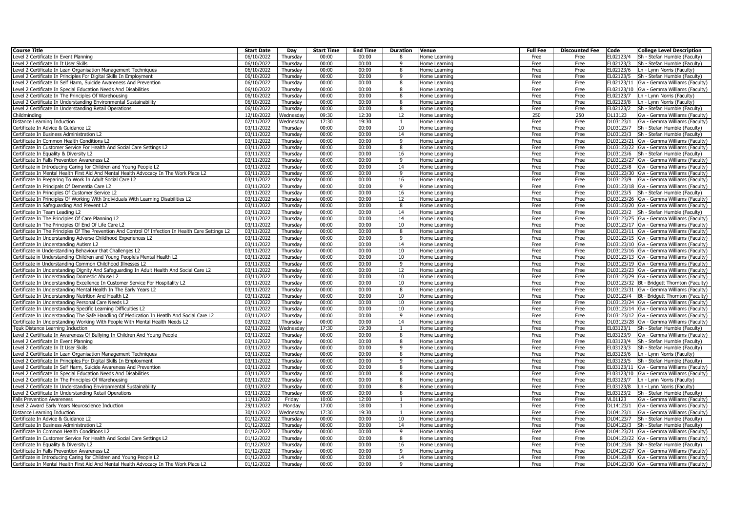| Course Title | Start Date | Day | Start Time | End Time | Duration | Venue | Full Fee | Discounted Fee | Code | College Level Description |
|---|---|---|---|---|---|---|---|---|---|---|
| Level 2 Certificate In Event Planning | 06/10/2022 | Thursday | 00:00 | 00:00 | 8 | Home Learning | Free | Free | EL02123/4 | Sh - Stefan Humble (Faculty) |
| Level 2 Certificate In It User Skills | 06/10/2022 | Thursday | 00:00 | 00:00 | 9 | Home Learning | Free | Free | EL02123/3 | Sh - Stefan Humble (Faculty) |
| Level 2 Certificate In Lean Organisation Management Techniques | 06/10/2022 | Thursday | 00:00 | 00:00 | 8 | Home Learning | Free | Free | EL02123/6 | Ln - Lynn Norris (Faculty) |
| Level 2 Certificate In Principles For Digital Skills In Employment | 06/10/2022 | Thursday | 00:00 | 00:00 | 9 | Home Learning | Free | Free | EL02123/5 | Sh - Stefan Humble (Faculty) |
| Level 2 Certificate In Self Harm, Suicide Awareness And Prevention | 06/10/2022 | Thursday | 00:00 | 00:00 | 8 | Home Learning | Free | Free | EL02123/11 | Gw - Gemma Williams (Faculty) |
| Level 2 Certificate In Special Education Needs And Disabilities | 06/10/2022 | Thursday | 00:00 | 00:00 | 8 | Home Learning | Free | Free | EL02123/10 | Gw - Gemma Williams (Faculty) |
| Level 2 Certificate In The Principles Of Warehousing | 06/10/2022 | Thursday | 00:00 | 00:00 | 8 | Home Learning | Free | Free | EL02123/7 | Ln - Lynn Norris (Faculty) |
| Level 2 Certificate In Understanding Environmental Sustainability | 06/10/2022 | Thursday | 00:00 | 00:00 | 8 | Home Learning | Free | Free | EL02123/8 | Ln - Lynn Norris (Faculty) |
| Level 2 Certificate In Understanding Retail Operations | 06/10/2022 | Thursday | 00:00 | 00:00 | 8 | Home Learning | Free | Free | EL02123/2 | Sh - Stefan Humble (Faculty) |
| Childminding | 12/10/2022 | Wednesday | 09:30 | 12:30 | 12 | Home Learning | 250 | 250 | DL13123 | Gw - Gemma Williams (Faculty) |
| Distance Learning Induction | 02/11/2022 | Wednesday | 17:30 | 19:30 | 1 | Home Learning | Free | Free | DL03123/1 | Gw - Gemma Williams (Faculty) |
| Certificate In Advice & Guidance L2 | 03/11/2022 | Thursday | 00:00 | 00:00 | 10 | Home Learning | Free | Free | DL03123/7 | Sh - Stefan Humble (Faculty) |
| Certificate In Business Administration L2 | 03/11/2022 | Thursday | 00:00 | 00:00 | 14 | Home Learning | Free | Free | DL03123/3 | Sh - Stefan Humble (Faculty) |
| Certificate In Common Health Conditions L2 | 03/11/2022 | Thursday | 00:00 | 00:00 | 9 | Home Learning | Free | Free | DL03123/21 | Gw - Gemma Williams (Faculty) |
| Certificate In Customer Service For Health And Social Care Settings L2 | 03/11/2022 | Thursday | 00:00 | 00:00 | 8 | Home Learning | Free | Free | DL03123/22 | Gw - Gemma Williams (Faculty) |
| Certificate In Equality & Diversity L2 | 03/11/2022 | Thursday | 00:00 | 00:00 | 16 | Home Learning | Free | Free | DL03123/6 | Sh - Stefan Humble (Faculty) |
| Certificate In Falls Prevention Awareness L2 | 03/11/2022 | Thursday | 00:00 | 00:00 | 9 | Home Learning | Free | Free | DL03123/27 | Gw - Gemma Williams (Faculty) |
| Certificate in Introducing Caring for Children and Young People L2 | 03/11/2022 | Thursday | 00:00 | 00:00 | 14 | Home Learning | Free | Free | DL03123/8 | Gw - Gemma Williams (Faculty) |
| Certificate In Mental Health First Aid And Mental Health Advocacy In The Work Place L2 | 03/11/2022 | Thursday | 00:00 | 00:00 | 9 | Home Learning | Free | Free | DL03123/30 | Gw - Gemma Williams (Faculty) |
| Certificate In Preparing To Work In Adult Social Care L2 | 03/11/2022 | Thursday | 00:00 | 00:00 | 16 | Home Learning | Free | Free | DL03123/9 | Gw - Gemma Williams (Faculty) |
| Certificate In Principals Of Dementia Care L2 | 03/11/2022 | Thursday | 00:00 | 00:00 | 9 | Home Learning | Free | Free | DL03123/18 | Gw - Gemma Williams (Faculty) |
| Certificate In Principles Of Customer Service L2 | 03/11/2022 | Thursday | 00:00 | 00:00 | 16 | Home Learning | Free | Free | DL03123/5 | Sh - Stefan Humble (Faculty) |
| Certificate In Principles Of Working With Individuals With Learning Disabilities L2 | 03/11/2022 | Thursday | 00:00 | 00:00 | 12 | Home Learning | Free | Free | DL03123/26 | Gw - Gemma Williams (Faculty) |
| Certificate In Safeguarding And Prevent L2 | 03/11/2022 | Thursday | 00:00 | 00:00 | 8 | Home Learning | Free | Free | DL03123/20 | Gw - Gemma Williams (Faculty) |
| Certificate In Team Leading L2 | 03/11/2022 | Thursday | 00:00 | 00:00 | 14 | Home Learning | Free | Free | DL03123/2 | Sh - Stefan Humble (Faculty) |
| Certificate In The Principles Of Care Planning L2 | 03/11/2022 | Thursday | 00:00 | 00:00 | 14 | Home Learning | Free | Free | DL03123/25 | Gw - Gemma Williams (Faculty) |
| Certificate In The Principles Of End Of Life Care L2 | 03/11/2022 | Thursday | 00:00 | 00:00 | 10 | Home Learning | Free | Free | DL03123/17 | Gw - Gemma Williams (Faculty) |
| Certificate In The Principles Of The Prevention And Control Of Infection In Health Care Settings L2 | 03/11/2022 | Thursday | 00:00 | 00:00 | 8 | Home Learning | Free | Free | DL03123/11 | Gw - Gemma Williams (Faculty) |
| Certificate In Understanding Adverse Childhood Experiences L2 | 03/11/2022 | Thursday | 00:00 | 00:00 | 9 | Home Learning | Free | Free | DL03123/15 | Gw - Gemma Williams (Faculty) |
| Certificate In Understanding Autism L2 | 03/11/2022 | Thursday | 00:00 | 00:00 | 14 | Home Learning | Free | Free | DL03123/10 | Gw - Gemma Williams (Faculty) |
| Certificate in Understanding Behaviour that Challenges L2 | 03/11/2022 | Thursday | 00:00 | 00:00 | 10 | Home Learning | Free | Free | DL03123/16 | Gw - Gemma Williams (Faculty) |
| Certificate in Understanding Children and Young People's Mental Health L2 | 03/11/2022 | Thursday | 00:00 | 00:00 | 10 | Home Learning | Free | Free | DL03123/13 | Gw - Gemma Williams (Faculty) |
| Certificate in Understanding Common Childhood Illnesses L2 | 03/11/2022 | Thursday | 00:00 | 00:00 | 9 | Home Learning | Free | Free | DL03123/19 | Gw - Gemma Williams (Faculty) |
| Certificate In Understanding Dignity And Safeguarding In Adult Health And Social Care L2 | 03/11/2022 | Thursday | 00:00 | 00:00 | 12 | Home Learning | Free | Free | DL03123/23 | Gw - Gemma Williams (Faculty) |
| Certificate In Understanding Domestic Abuse L2 | 03/11/2022 | Thursday | 00:00 | 00:00 | 10 | Home Learning | Free | Free | DL03123/29 | Gw - Gemma Williams (Faculty) |
| Certificate In Understanding Excellence In Customer Service For Hospitality L2 | 03/11/2022 | Thursday | 00:00 | 00:00 | 10 | Home Learning | Free | Free | DL03123/32 | Bt - Bridgett Thornton (Faculty) |
| Certificate In Understanding Mental Health In The Early Years L2 | 03/11/2022 | Thursday | 00:00 | 00:00 | 8 | Home Learning | Free | Free | DL03123/31 | Gw - Gemma Williams (Faculty) |
| Certificate In Understanding Nutrition And Health L2 | 03/11/2022 | Thursday | 00:00 | 00:00 | 10 | Home Learning | Free | Free | DL03123/4 | Bt - Bridgett Thornton (Faculty) |
| Certificate In Understanding Personal Care Needs L2 | 03/11/2022 | Thursday | 00:00 | 00:00 | 10 | Home Learning | Free | Free | DL03123/24 | Gw - Gemma Williams (Faculty) |
| Certificate In Understanding Specific Learning Difficulties L2 | 03/11/2022 | Thursday | 00:00 | 00:00 | 10 | Home Learning | Free | Free | DL03123/14 | Gw - Gemma Williams (Faculty) |
| Certificate In Understanding The Safe Handling Of Medication In Heatlh And Social Care L2 | 03/11/2022 | Thursday | 00:00 | 00:00 | 9 | Home Learning | Free | Free | DL03123/12 | Gw - Gemma Williams (Faculty) |
| Certificate In Understanding Working With People With Mental Health Needs L2 | 03/11/2022 | Thursday | 00:00 | 00:00 | 14 | Home Learning | Free | Free | DL03123/28 | Gw - Gemma Williams (Faculty) |
| Tquk Distance Learning Induction | 02/11/2022 | Wednesday | 17:30 | 19:30 | 1 | Home Learning | Free | Free | EL03123/1 | Sh - Stefan Humble (Faculty) |
| Level 2 Certificate In Awareness Of Bullying In Children And Young People | 03/11/2022 | Thursday | 00:00 | 00:00 | 8 | Home Learning | Free | Free | EL03123/9 | Gw - Gemma Williams (Faculty) |
| Level 2 Certificate In Event Planning | 03/11/2022 | Thursday | 00:00 | 00:00 | 8 | Home Learning | Free | Free | EL03123/4 | Sh - Stefan Humble (Faculty) |
| Level 2 Certificate In It User Skills | 03/11/2022 | Thursday | 00:00 | 00:00 | 9 | Home Learning | Free | Free | EL03123/3 | Sh - Stefan Humble (Faculty) |
| Level 2 Certificate In Lean Organisation Management Techniques | 03/11/2022 | Thursday | 00:00 | 00:00 | 8 | Home Learning | Free | Free | EL03123/6 | Ln - Lynn Norris (Faculty) |
| Level 2 Certificate In Principles For Digital Skills In Employment | 03/11/2022 | Thursday | 00:00 | 00:00 | 9 | Home Learning | Free | Free | EL03123/5 | Sh - Stefan Humble (Faculty) |
| Level 2 Certificate In Self Harm, Suicide Awareness And Prevention | 03/11/2022 | Thursday | 00:00 | 00:00 | 8 | Home Learning | Free | Free | EL03123/11 | Gw - Gemma Williams (Faculty) |
| Level 2 Certificate In Special Education Needs And Disabilities | 03/11/2022 | Thursday | 00:00 | 00:00 | 8 | Home Learning | Free | Free | EL03123/10 | Gw - Gemma Williams (Faculty) |
| Level 2 Certificate In The Principles Of Warehousing | 03/11/2022 | Thursday | 00:00 | 00:00 | 8 | Home Learning | Free | Free | EL03123/7 | Ln - Lynn Norris (Faculty) |
| Level 2 Certificate In Understanding Environmental Sustainability | 03/11/2022 | Thursday | 00:00 | 00:00 | 8 | Home Learning | Free | Free | EL03123/8 | Ln - Lynn Norris (Faculty) |
| Level 2 Certificate In Understanding Retail Operations | 03/11/2022 | Thursday | 00:00 | 00:00 | 8 | Home Learning | Free | Free | EL03123/2 | Sh - Stefan Humble (Faculty) |
| Falls Prevention Awareness | 11/11/2022 | Friday | 10:00 | 12:00 | 1 | Home Learning | Free | Free | VL01123 | Gw - Gemma Williams (Faculty) |
| Level 2 Award Early Years Neuroscience Induction | 29/11/2022 | Monday | 17:00 | 18:00 | 1 | Home Learning | Free | Free | DL14123/1 | Gw - Gemma Williams (Faculty) |
| Distance Learning Induction | 30/11/2022 | Wednesday | 17:30 | 19:30 | 1 | Home Learning | Free | Free | DL04123/1 | Gw - Gemma Williams (Faculty) |
| Certificate In Advice & Guidance L2 | 01/12/2022 | Thursday | 00:00 | 00:00 | 10 | Home Learning | Free | Free | DL04123/7 | Sh - Stefan Humble (Faculty) |
| Certificate In Business Administration L2 | 01/12/2022 | Thursday | 00:00 | 00:00 | 14 | Home Learning | Free | Free | DL04123/3 | Sh - Stefan Humble (Faculty) |
| Certificate In Common Health Conditions L2 | 01/12/2022 | Thursday | 00:00 | 00:00 | 9 | Home Learning | Free | Free | DL04123/21 | Gw - Gemma Williams (Faculty) |
| Certificate In Customer Service For Health And Social Care Settings L2 | 01/12/2022 | Thursday | 00:00 | 00:00 | 8 | Home Learning | Free | Free | DL04123/22 | Gw - Gemma Williams (Faculty) |
| Certificate In Equality & Diversity L2 | 01/12/2022 | Thursday | 00:00 | 00:00 | 16 | Home Learning | Free | Free | DL04123/6 | Sh - Stefan Humble (Faculty) |
| Certificate In Falls Prevention Awareness L2 | 01/12/2022 | Thursday | 00:00 | 00:00 | 9 | Home Learning | Free | Free | DL04123/27 | Gw - Gemma Williams (Faculty) |
| Certificate in Introducing Caring for Children and Young People L2 | 01/12/2022 | Thursday | 00:00 | 00:00 | 14 | Home Learning | Free | Free | DL04123/8 | Gw - Gemma Williams (Faculty) |
| Certificate In Mental Health First Aid And Mental Health Advocacy In The Work Place L2 | 01/12/2022 | Thursday | 00:00 | 00:00 | 9 | Home Learning | Free | Free | DL04123/30 | Gw - Gemma Williams (Faculty) |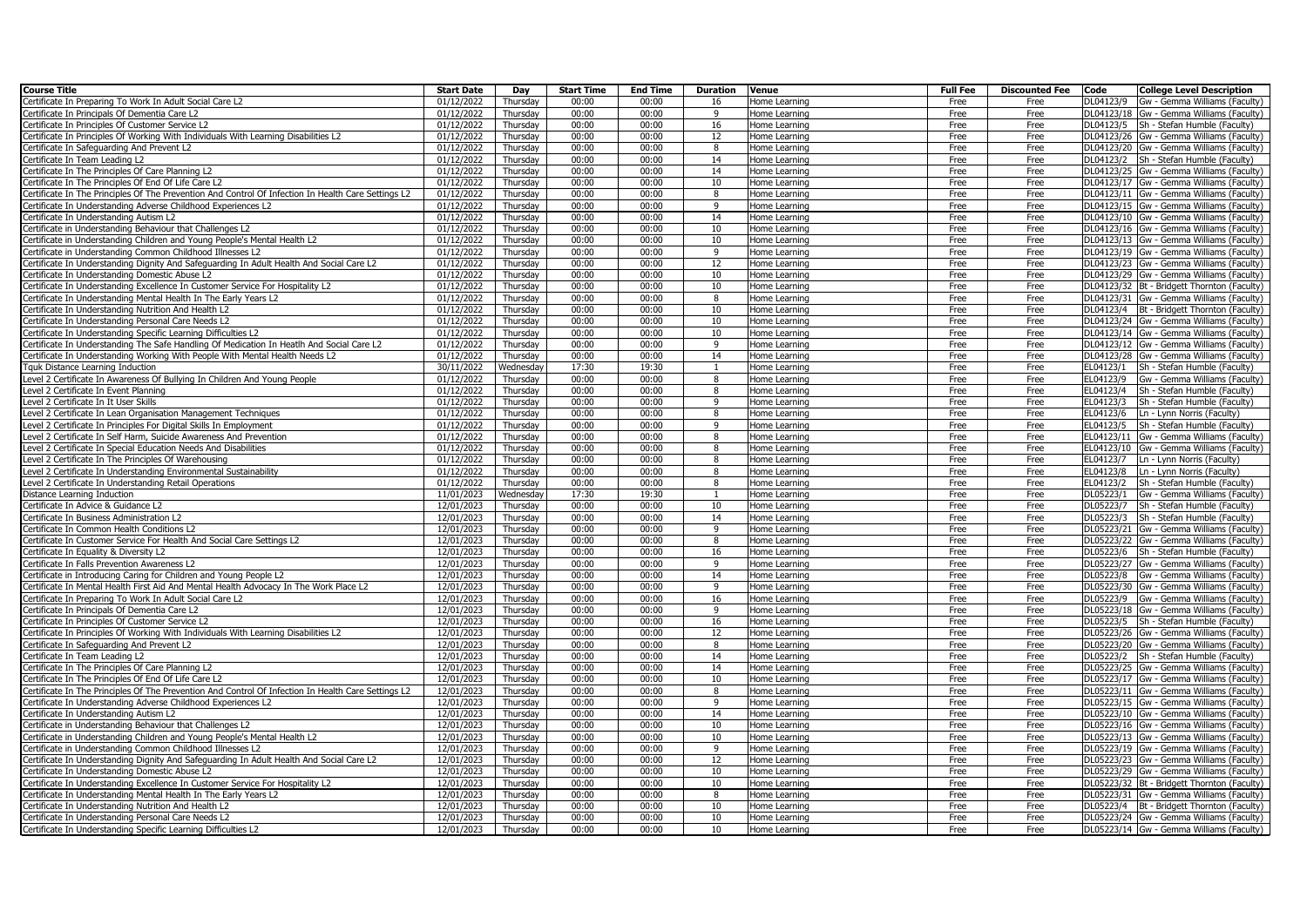| Course Title | Start Date | Day | Start Time | End Time | Duration | Venue | Full Fee | Discounted Fee | Code | College Level Description |
|---|---|---|---|---|---|---|---|---|---|---|
| Certificate In Preparing To Work In Adult Social Care L2 | 01/12/2022 | Thursday | 00:00 | 00:00 | 16 | Home Learning | Free | Free | DL04123/9 | Gw - Gemma Williams (Faculty) |
| Certificate In Principals Of Dementia Care L2 | 01/12/2022 | Thursday | 00:00 | 00:00 | 9 | Home Learning | Free | Free | DL04123/18 | Gw - Gemma Williams (Faculty) |
| Certificate In Principles Of Customer Service L2 | 01/12/2022 | Thursday | 00:00 | 00:00 | 16 | Home Learning | Free | Free | DL04123/5 | Sh - Stefan Humble (Faculty) |
| Certificate In Principles Of Working With Individuals With Learning Disabilities L2 | 01/12/2022 | Thursday | 00:00 | 00:00 | 12 | Home Learning | Free | Free | DL04123/26 | Gw - Gemma Williams (Faculty) |
| Certificate In Safeguarding And Prevent L2 | 01/12/2022 | Thursday | 00:00 | 00:00 | 8 | Home Learning | Free | Free | DL04123/20 | Gw - Gemma Williams (Faculty) |
| Certificate In Team Leading L2 | 01/12/2022 | Thursday | 00:00 | 00:00 | 14 | Home Learning | Free | Free | DL04123/2 | Sh - Stefan Humble (Faculty) |
| Certificate In The Principles Of Care Planning L2 | 01/12/2022 | Thursday | 00:00 | 00:00 | 14 | Home Learning | Free | Free | DL04123/25 | Gw - Gemma Williams (Faculty) |
| Certificate In The Principles Of End Of Life Care L2 | 01/12/2022 | Thursday | 00:00 | 00:00 | 10 | Home Learning | Free | Free | DL04123/17 | Gw - Gemma Williams (Faculty) |
| Certificate In The Principles Of The Prevention And Control Of Infection In Health Care Settings L2 | 01/12/2022 | Thursday | 00:00 | 00:00 | 8 | Home Learning | Free | Free | DL04123/11 | Gw - Gemma Williams (Faculty) |
| Certificate In Understanding Adverse Childhood Experiences L2 | 01/12/2022 | Thursday | 00:00 | 00:00 | 9 | Home Learning | Free | Free | DL04123/15 | Gw - Gemma Williams (Faculty) |
| Certificate In Understanding Autism L2 | 01/12/2022 | Thursday | 00:00 | 00:00 | 14 | Home Learning | Free | Free | DL04123/10 | Gw - Gemma Williams (Faculty) |
| Certificate in Understanding Behaviour that Challenges L2 | 01/12/2022 | Thursday | 00:00 | 00:00 | 10 | Home Learning | Free | Free | DL04123/16 | Gw - Gemma Williams (Faculty) |
| Certificate in Understanding Children and Young People's Mental Health L2 | 01/12/2022 | Thursday | 00:00 | 00:00 | 10 | Home Learning | Free | Free | DL04123/13 | Gw - Gemma Williams (Faculty) |
| Certificate in Understanding Common Childhood Illnesses L2 | 01/12/2022 | Thursday | 00:00 | 00:00 | 9 | Home Learning | Free | Free | DL04123/19 | Gw - Gemma Williams (Faculty) |
| Certificate In Understanding Dignity And Safeguarding In Adult Health And Social Care L2 | 01/12/2022 | Thursday | 00:00 | 00:00 | 12 | Home Learning | Free | Free | DL04123/23 | Gw - Gemma Williams (Faculty) |
| Certificate In Understanding Domestic Abuse L2 | 01/12/2022 | Thursday | 00:00 | 00:00 | 10 | Home Learning | Free | Free | DL04123/29 | Gw - Gemma Williams (Faculty) |
| Certificate In Understanding Excellence In Customer Service For Hospitality L2 | 01/12/2022 | Thursday | 00:00 | 00:00 | 10 | Home Learning | Free | Free | DL04123/32 | Bt - Bridgett Thornton (Faculty) |
| Certificate In Understanding Mental Health In The Early Years L2 | 01/12/2022 | Thursday | 00:00 | 00:00 | 8 | Home Learning | Free | Free | DL04123/31 | Gw - Gemma Williams (Faculty) |
| Certificate In Understanding Nutrition And Health L2 | 01/12/2022 | Thursday | 00:00 | 00:00 | 10 | Home Learning | Free | Free | DL04123/4 | Bt - Bridgett Thornton (Faculty) |
| Certificate In Understanding Personal Care Needs L2 | 01/12/2022 | Thursday | 00:00 | 00:00 | 10 | Home Learning | Free | Free | DL04123/24 | Gw - Gemma Williams (Faculty) |
| Certificate In Understanding Specific Learning Difficulties L2 | 01/12/2022 | Thursday | 00:00 | 00:00 | 10 | Home Learning | Free | Free | DL04123/14 | Gw - Gemma Williams (Faculty) |
| Certificate In Understanding The Safe Handling Of Medication In Heatlh And Social Care L2 | 01/12/2022 | Thursday | 00:00 | 00:00 | 9 | Home Learning | Free | Free | DL04123/12 | Gw - Gemma Williams (Faculty) |
| Certificate In Understanding Working With People With Mental Health Needs L2 | 01/12/2022 | Thursday | 00:00 | 00:00 | 14 | Home Learning | Free | Free | DL04123/28 | Gw - Gemma Williams (Faculty) |
| Tquk Distance Learning Induction | 30/11/2022 | Wednesday | 17:30 | 19:30 | 1 | Home Learning | Free | Free | EL04123/1 | Sh - Stefan Humble (Faculty) |
| Level 2 Certificate In Awareness Of Bullying In Children And Young People | 01/12/2022 | Thursday | 00:00 | 00:00 | 8 | Home Learning | Free | Free | EL04123/9 | Gw - Gemma Williams (Faculty) |
| Level 2 Certificate In Event Planning | 01/12/2022 | Thursday | 00:00 | 00:00 | 8 | Home Learning | Free | Free | EL04123/4 | Sh - Stefan Humble (Faculty) |
| Level 2 Certificate In It User Skills | 01/12/2022 | Thursday | 00:00 | 00:00 | 9 | Home Learning | Free | Free | EL04123/3 | Sh - Stefan Humble (Faculty) |
| Level 2 Certificate In Lean Organisation Management Techniques | 01/12/2022 | Thursday | 00:00 | 00:00 | 8 | Home Learning | Free | Free | EL04123/6 | Ln - Lynn Norris (Faculty) |
| Level 2 Certificate In Principles For Digital Skills In Employment | 01/12/2022 | Thursday | 00:00 | 00:00 | 9 | Home Learning | Free | Free | EL04123/5 | Sh - Stefan Humble (Faculty) |
| Level 2 Certificate In Self Harm, Suicide Awareness And Prevention | 01/12/2022 | Thursday | 00:00 | 00:00 | 8 | Home Learning | Free | Free | EL04123/11 | Gw - Gemma Williams (Faculty) |
| Level 2 Certificate In Special Education Needs And Disabilities | 01/12/2022 | Thursday | 00:00 | 00:00 | 8 | Home Learning | Free | Free | EL04123/10 | Gw - Gemma Williams (Faculty) |
| Level 2 Certificate In The Principles Of Warehousing | 01/12/2022 | Thursday | 00:00 | 00:00 | 8 | Home Learning | Free | Free | EL04123/7 | Ln - Lynn Norris (Faculty) |
| Level 2 Certificate In Understanding Environmental Sustainability | 01/12/2022 | Thursday | 00:00 | 00:00 | 8 | Home Learning | Free | Free | EL04123/8 | Ln - Lynn Norris (Faculty) |
| Level 2 Certificate In Understanding Retail Operations | 01/12/2022 | Thursday | 00:00 | 00:00 | 8 | Home Learning | Free | Free | EL04123/2 | Sh - Stefan Humble (Faculty) |
| Distance Learning Induction | 11/01/2023 | Wednesday | 17:30 | 19:30 | 1 | Home Learning | Free | Free | DL05223/1 | Gw - Gemma Williams (Faculty) |
| Certificate In Advice & Guidance L2 | 12/01/2023 | Thursday | 00:00 | 00:00 | 10 | Home Learning | Free | Free | DL05223/7 | Sh - Stefan Humble (Faculty) |
| Certificate In Business Administration L2 | 12/01/2023 | Thursday | 00:00 | 00:00 | 14 | Home Learning | Free | Free | DL05223/3 | Sh - Stefan Humble (Faculty) |
| Certificate In Common Health Conditions L2 | 12/01/2023 | Thursday | 00:00 | 00:00 | 9 | Home Learning | Free | Free | DL05223/21 | Gw - Gemma Williams (Faculty) |
| Certificate In Customer Service For Health And Social Care Settings L2 | 12/01/2023 | Thursday | 00:00 | 00:00 | 8 | Home Learning | Free | Free | DL05223/22 | Gw - Gemma Williams (Faculty) |
| Certificate In Equality & Diversity L2 | 12/01/2023 | Thursday | 00:00 | 00:00 | 16 | Home Learning | Free | Free | DL05223/6 | Sh - Stefan Humble (Faculty) |
| Certificate In Falls Prevention Awareness L2 | 12/01/2023 | Thursday | 00:00 | 00:00 | 9 | Home Learning | Free | Free | DL05223/27 | Gw - Gemma Williams (Faculty) |
| Certificate in Introducing Caring for Children and Young People L2 | 12/01/2023 | Thursday | 00:00 | 00:00 | 14 | Home Learning | Free | Free | DL05223/8 | Gw - Gemma Williams (Faculty) |
| Certificate In Mental Health First Aid And Mental Health Advocacy In The Work Place L2 | 12/01/2023 | Thursday | 00:00 | 00:00 | 9 | Home Learning | Free | Free | DL05223/30 | Gw - Gemma Williams (Faculty) |
| Certificate In Preparing To Work In Adult Social Care L2 | 12/01/2023 | Thursday | 00:00 | 00:00 | 16 | Home Learning | Free | Free | DL05223/9 | Gw - Gemma Williams (Faculty) |
| Certificate In Principals Of Dementia Care L2 | 12/01/2023 | Thursday | 00:00 | 00:00 | 9 | Home Learning | Free | Free | DL05223/18 | Gw - Gemma Williams (Faculty) |
| Certificate In Principles Of Customer Service L2 | 12/01/2023 | Thursday | 00:00 | 00:00 | 16 | Home Learning | Free | Free | DL05223/5 | Sh - Stefan Humble (Faculty) |
| Certificate In Principles Of Working With Individuals With Learning Disabilities L2 | 12/01/2023 | Thursday | 00:00 | 00:00 | 12 | Home Learning | Free | Free | DL05223/26 | Gw - Gemma Williams (Faculty) |
| Certificate In Safeguarding And Prevent L2 | 12/01/2023 | Thursday | 00:00 | 00:00 | 8 | Home Learning | Free | Free | DL05223/20 | Gw - Gemma Williams (Faculty) |
| Certificate In Team Leading L2 | 12/01/2023 | Thursday | 00:00 | 00:00 | 14 | Home Learning | Free | Free | DL05223/2 | Sh - Stefan Humble (Faculty) |
| Certificate In The Principles Of Care Planning L2 | 12/01/2023 | Thursday | 00:00 | 00:00 | 14 | Home Learning | Free | Free | DL05223/25 | Gw - Gemma Williams (Faculty) |
| Certificate In The Principles Of End Of Life Care L2 | 12/01/2023 | Thursday | 00:00 | 00:00 | 10 | Home Learning | Free | Free | DL05223/17 | Gw - Gemma Williams (Faculty) |
| Certificate In The Principles Of The Prevention And Control Of Infection In Health Care Settings L2 | 12/01/2023 | Thursday | 00:00 | 00:00 | 8 | Home Learning | Free | Free | DL05223/11 | Gw - Gemma Williams (Faculty) |
| Certificate In Understanding Adverse Childhood Experiences L2 | 12/01/2023 | Thursday | 00:00 | 00:00 | 9 | Home Learning | Free | Free | DL05223/15 | Gw - Gemma Williams (Faculty) |
| Certificate In Understanding Autism L2 | 12/01/2023 | Thursday | 00:00 | 00:00 | 14 | Home Learning | Free | Free | DL05223/10 | Gw - Gemma Williams (Faculty) |
| Certificate in Understanding Behaviour that Challenges L2 | 12/01/2023 | Thursday | 00:00 | 00:00 | 10 | Home Learning | Free | Free | DL05223/16 | Gw - Gemma Williams (Faculty) |
| Certificate in Understanding Children and Young People's Mental Health L2 | 12/01/2023 | Thursday | 00:00 | 00:00 | 10 | Home Learning | Free | Free | DL05223/13 | Gw - Gemma Williams (Faculty) |
| Certificate in Understanding Common Childhood Illnesses L2 | 12/01/2023 | Thursday | 00:00 | 00:00 | 9 | Home Learning | Free | Free | DL05223/19 | Gw - Gemma Williams (Faculty) |
| Certificate In Understanding Dignity And Safeguarding In Adult Health And Social Care L2 | 12/01/2023 | Thursday | 00:00 | 00:00 | 12 | Home Learning | Free | Free | DL05223/23 | Gw - Gemma Williams (Faculty) |
| Certificate In Understanding Domestic Abuse L2 | 12/01/2023 | Thursday | 00:00 | 00:00 | 10 | Home Learning | Free | Free | DL05223/29 | Gw - Gemma Williams (Faculty) |
| Certificate In Understanding Excellence In Customer Service For Hospitality L2 | 12/01/2023 | Thursday | 00:00 | 00:00 | 10 | Home Learning | Free | Free | DL05223/32 | Bt - Bridgett Thornton (Faculty) |
| Certificate In Understanding Mental Health In The Early Years L2 | 12/01/2023 | Thursday | 00:00 | 00:00 | 8 | Home Learning | Free | Free | DL05223/31 | Gw - Gemma Williams (Faculty) |
| Certificate In Understanding Nutrition And Health L2 | 12/01/2023 | Thursday | 00:00 | 00:00 | 10 | Home Learning | Free | Free | DL05223/4 | Bt - Bridgett Thornton (Faculty) |
| Certificate In Understanding Personal Care Needs L2 | 12/01/2023 | Thursday | 00:00 | 00:00 | 10 | Home Learning | Free | Free | DL05223/24 | Gw - Gemma Williams (Faculty) |
| Certificate In Understanding Specific Learning Difficulties L2 | 12/01/2023 | Thursday | 00:00 | 00:00 | 10 | Home Learning | Free | Free | DL05223/14 | Gw - Gemma Williams (Faculty) |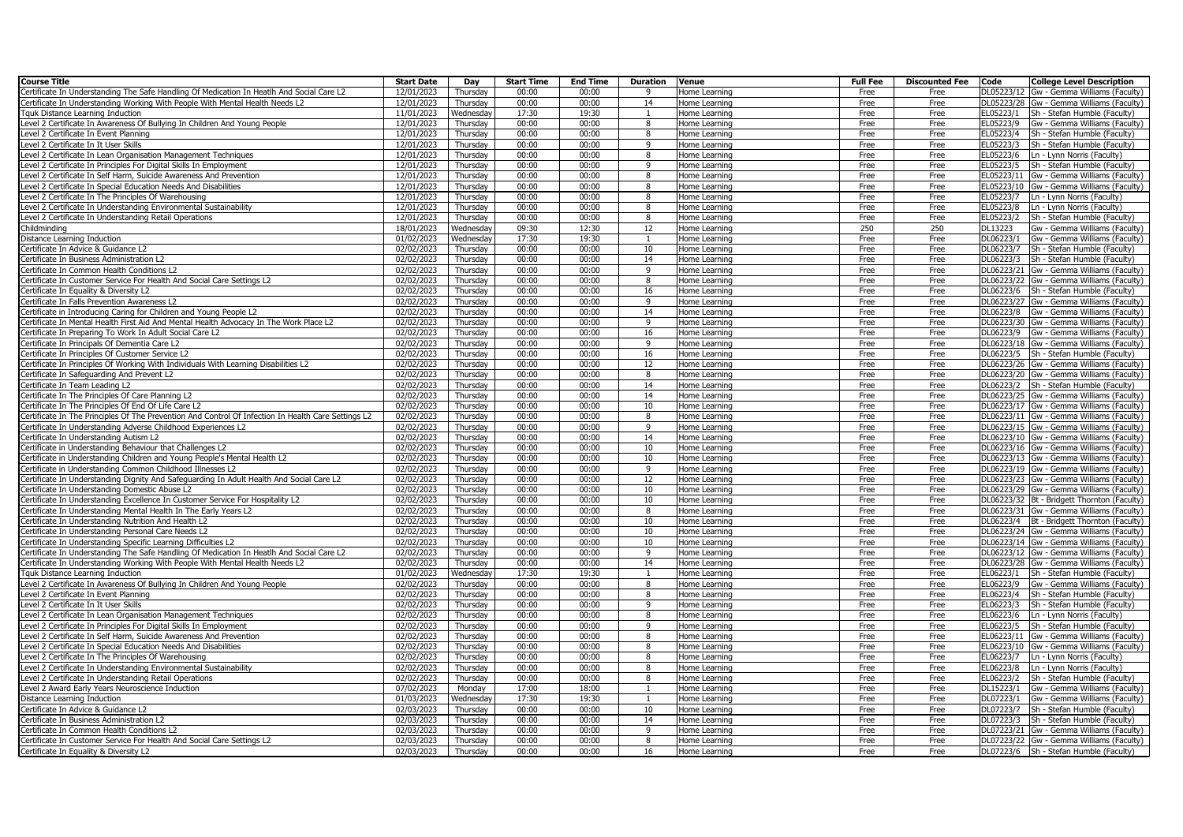| Course Title | Start Date | Day | Start Time | End Time | Duration | Venue | Full Fee | Discounted Fee | Code | College Level Description |
|---|---|---|---|---|---|---|---|---|---|---|
| Certificate In Understanding The Safe Handling Of Medication In Heatlh And Social Care L2 | 12/01/2023 | Thursday | 00:00 | 00:00 | 9 | Home Learning | Free | Free | DL05223/12 | Gw - Gemma Williams (Faculty) |
| Certificate In Understanding Working With People With Mental Health Needs L2 | 12/01/2023 | Thursday | 00:00 | 00:00 | 14 | Home Learning | Free | Free | DL05223/28 | Gw - Gemma Williams (Faculty) |
| Tquk Distance Learning Induction | 11/01/2023 | Wednesday | 17:30 | 19:30 | 1 | Home Learning | Free | Free | EL05223/1 | Sh - Stefan Humble (Faculty) |
| Level 2 Certificate In Awareness Of Bullying In Children And Young People | 12/01/2023 | Thursday | 00:00 | 00:00 | 8 | Home Learning | Free | Free | EL05223/9 | Gw - Gemma Williams (Faculty) |
| Level 2 Certificate In Event Planning | 12/01/2023 | Thursday | 00:00 | 00:00 | 8 | Home Learning | Free | Free | EL05223/4 | Sh - Stefan Humble (Faculty) |
| Level 2 Certificate In It User Skills | 12/01/2023 | Thursday | 00:00 | 00:00 | 9 | Home Learning | Free | Free | EL05223/3 | Sh - Stefan Humble (Faculty) |
| Level 2 Certificate In Lean Organisation Management Techniques | 12/01/2023 | Thursday | 00:00 | 00:00 | 8 | Home Learning | Free | Free | EL05223/6 | Ln - Lynn Norris (Faculty) |
| Level 2 Certificate In Principles For Digital Skills In Employment | 12/01/2023 | Thursday | 00:00 | 00:00 | 9 | Home Learning | Free | Free | EL05223/5 | Sh - Stefan Humble (Faculty) |
| Level 2 Certificate In Self Harm, Suicide Awareness And Prevention | 12/01/2023 | Thursday | 00:00 | 00:00 | 8 | Home Learning | Free | Free | EL05223/11 | Gw - Gemma Williams (Faculty) |
| Level 2 Certificate In Special Education Needs And Disabilities | 12/01/2023 | Thursday | 00:00 | 00:00 | 8 | Home Learning | Free | Free | EL05223/10 | Gw - Gemma Williams (Faculty) |
| Level 2 Certificate In The Principles Of Warehousing | 12/01/2023 | Thursday | 00:00 | 00:00 | 8 | Home Learning | Free | Free | EL05223/7 | Ln - Lynn Norris (Faculty) |
| Level 2 Certificate In Understanding Environmental Sustainability | 12/01/2023 | Thursday | 00:00 | 00:00 | 8 | Home Learning | Free | Free | EL05223/8 | Ln - Lynn Norris (Faculty) |
| Level 2 Certificate In Understanding Retail Operations | 12/01/2023 | Thursday | 00:00 | 00:00 | 8 | Home Learning | Free | Free | EL05223/2 | Sh - Stefan Humble (Faculty) |
| Childminding | 18/01/2023 | Wednesday | 09:30 | 12:30 | 12 | Home Learning | 250 | 250 | DL13223 | Gw - Gemma Williams (Faculty) |
| Distance Learning Induction | 01/02/2023 | Wednesday | 17:30 | 19:30 | 1 | Home Learning | Free | Free | DL06223/1 | Gw - Gemma Williams (Faculty) |
| Certificate In Advice & Guidance L2 | 02/02/2023 | Thursday | 00:00 | 00:00 | 10 | Home Learning | Free | Free | DL06223/7 | Sh - Stefan Humble (Faculty) |
| Certificate In Business Administration L2 | 02/02/2023 | Thursday | 00:00 | 00:00 | 14 | Home Learning | Free | Free | DL06223/3 | Sh - Stefan Humble (Faculty) |
| Certificate In Common Health Conditions L2 | 02/02/2023 | Thursday | 00:00 | 00:00 | 9 | Home Learning | Free | Free | DL06223/21 | Gw - Gemma Williams (Faculty) |
| Certificate In Customer Service For Health And Social Care Settings L2 | 02/02/2023 | Thursday | 00:00 | 00:00 | 8 | Home Learning | Free | Free | DL06223/22 | Gw - Gemma Williams (Faculty) |
| Certificate In Equality & Diversity L2 | 02/02/2023 | Thursday | 00:00 | 00:00 | 16 | Home Learning | Free | Free | DL06223/6 | Sh - Stefan Humble (Faculty) |
| Certificate In Falls Prevention Awareness L2 | 02/02/2023 | Thursday | 00:00 | 00:00 | 9 | Home Learning | Free | Free | DL06223/27 | Gw - Gemma Williams (Faculty) |
| Certificate in Introducing Caring for Children and Young People L2 | 02/02/2023 | Thursday | 00:00 | 00:00 | 14 | Home Learning | Free | Free | DL06223/8 | Gw - Gemma Williams (Faculty) |
| Certificate In Mental Health First Aid And Mental Health Advocacy In The Work Place L2 | 02/02/2023 | Thursday | 00:00 | 00:00 | 9 | Home Learning | Free | Free | DL06223/30 | Gw - Gemma Williams (Faculty) |
| Certificate In Preparing To Work In Adult Social Care L2 | 02/02/2023 | Thursday | 00:00 | 00:00 | 16 | Home Learning | Free | Free | DL06223/9 | Gw - Gemma Williams (Faculty) |
| Certificate In Principals Of Dementia Care L2 | 02/02/2023 | Thursday | 00:00 | 00:00 | 9 | Home Learning | Free | Free | DL06223/18 | Gw - Gemma Williams (Faculty) |
| Certificate In Principles Of Customer Service L2 | 02/02/2023 | Thursday | 00:00 | 00:00 | 16 | Home Learning | Free | Free | DL06223/5 | Sh - Stefan Humble (Faculty) |
| Certificate In Principles Of Working With Individuals With Learning Disabilities L2 | 02/02/2023 | Thursday | 00:00 | 00:00 | 12 | Home Learning | Free | Free | DL06223/26 | Gw - Gemma Williams (Faculty) |
| Certificate In Safeguarding And Prevent L2 | 02/02/2023 | Thursday | 00:00 | 00:00 | 8 | Home Learning | Free | Free | DL06223/20 | Gw - Gemma Williams (Faculty) |
| Certificate In Team Leading L2 | 02/02/2023 | Thursday | 00:00 | 00:00 | 14 | Home Learning | Free | Free | DL06223/2 | Sh - Stefan Humble (Faculty) |
| Certificate In The Principles Of Care Planning L2 | 02/02/2023 | Thursday | 00:00 | 00:00 | 14 | Home Learning | Free | Free | DL06223/25 | Gw - Gemma Williams (Faculty) |
| Certificate In The Principles Of End Of Life Care L2 | 02/02/2023 | Thursday | 00:00 | 00:00 | 10 | Home Learning | Free | Free | DL06223/17 | Gw - Gemma Williams (Faculty) |
| Certificate In The Principles Of The Prevention And Control Of Infection In Health Care Settings L2 | 02/02/2023 | Thursday | 00:00 | 00:00 | 8 | Home Learning | Free | Free | DL06223/11 | Gw - Gemma Williams (Faculty) |
| Certificate In Understanding Adverse Childhood Experiences L2 | 02/02/2023 | Thursday | 00:00 | 00:00 | 9 | Home Learning | Free | Free | DL06223/15 | Gw - Gemma Williams (Faculty) |
| Certificate In Understanding Autism L2 | 02/02/2023 | Thursday | 00:00 | 00:00 | 14 | Home Learning | Free | Free | DL06223/10 | Gw - Gemma Williams (Faculty) |
| Certificate in Understanding Behaviour that Challenges L2 | 02/02/2023 | Thursday | 00:00 | 00:00 | 10 | Home Learning | Free | Free | DL06223/16 | Gw - Gemma Williams (Faculty) |
| Certificate in Understanding Children and Young People's Mental Health L2 | 02/02/2023 | Thursday | 00:00 | 00:00 | 10 | Home Learning | Free | Free | DL06223/13 | Gw - Gemma Williams (Faculty) |
| Certificate in Understanding Common Childhood Illnesses L2 | 02/02/2023 | Thursday | 00:00 | 00:00 | 9 | Home Learning | Free | Free | DL06223/19 | Gw - Gemma Williams (Faculty) |
| Certificate In Understanding Dignity And Safeguarding In Adult Health And Social Care L2 | 02/02/2023 | Thursday | 00:00 | 00:00 | 12 | Home Learning | Free | Free | DL06223/23 | Gw - Gemma Williams (Faculty) |
| Certificate In Understanding Domestic Abuse L2 | 02/02/2023 | Thursday | 00:00 | 00:00 | 10 | Home Learning | Free | Free | DL06223/29 | Gw - Gemma Williams (Faculty) |
| Certificate In Understanding Excellence In Customer Service For Hospitality L2 | 02/02/2023 | Thursday | 00:00 | 00:00 | 10 | Home Learning | Free | Free | DL06223/32 | Bt - Bridgett Thornton (Faculty) |
| Certificate In Understanding Mental Health In The Early Years L2 | 02/02/2023 | Thursday | 00:00 | 00:00 | 8 | Home Learning | Free | Free | DL06223/31 | Gw - Gemma Williams (Faculty) |
| Certificate In Understanding Nutrition And Health L2 | 02/02/2023 | Thursday | 00:00 | 00:00 | 10 | Home Learning | Free | Free | DL06223/4 | Bt - Bridgett Thornton (Faculty) |
| Certificate In Understanding Personal Care Needs L2 | 02/02/2023 | Thursday | 00:00 | 00:00 | 10 | Home Learning | Free | Free | DL06223/24 | Gw - Gemma Williams (Faculty) |
| Certificate In Understanding Specific Learning Difficulties L2 | 02/02/2023 | Thursday | 00:00 | 00:00 | 10 | Home Learning | Free | Free | DL06223/14 | Gw - Gemma Williams (Faculty) |
| Certificate In Understanding The Safe Handling Of Medication In Heatlh And Social Care L2 | 02/02/2023 | Thursday | 00:00 | 00:00 | 9 | Home Learning | Free | Free | DL06223/12 | Gw - Gemma Williams (Faculty) |
| Certificate In Understanding Working With People With Mental Health Needs L2 | 02/02/2023 | Thursday | 00:00 | 00:00 | 14 | Home Learning | Free | Free | DL06223/28 | Gw - Gemma Williams (Faculty) |
| Tquk Distance Learning Induction | 01/02/2023 | Wednesday | 17:30 | 19:30 | 1 | Home Learning | Free | Free | EL06223/1 | Sh - Stefan Humble (Faculty) |
| Level 2 Certificate In Awareness Of Bullying In Children And Young People | 02/02/2023 | Thursday | 00:00 | 00:00 | 8 | Home Learning | Free | Free | EL06223/9 | Gw - Gemma Williams (Faculty) |
| Level 2 Certificate In Event Planning | 02/02/2023 | Thursday | 00:00 | 00:00 | 8 | Home Learning | Free | Free | EL06223/4 | Sh - Stefan Humble (Faculty) |
| Level 2 Certificate In It User Skills | 02/02/2023 | Thursday | 00:00 | 00:00 | 9 | Home Learning | Free | Free | EL06223/3 | Sh - Stefan Humble (Faculty) |
| Level 2 Certificate In Lean Organisation Management Techniques | 02/02/2023 | Thursday | 00:00 | 00:00 | 8 | Home Learning | Free | Free | EL06223/6 | Ln - Lynn Norris (Faculty) |
| Level 2 Certificate In Principles For Digital Skills In Employment | 02/02/2023 | Thursday | 00:00 | 00:00 | 9 | Home Learning | Free | Free | EL06223/5 | Sh - Stefan Humble (Faculty) |
| Level 2 Certificate In Self Harm, Suicide Awareness And Prevention | 02/02/2023 | Thursday | 00:00 | 00:00 | 8 | Home Learning | Free | Free | EL06223/11 | Gw - Gemma Williams (Faculty) |
| Level 2 Certificate In Special Education Needs And Disabilities | 02/02/2023 | Thursday | 00:00 | 00:00 | 8 | Home Learning | Free | Free | EL06223/10 | Gw - Gemma Williams (Faculty) |
| Level 2 Certificate In The Principles Of Warehousing | 02/02/2023 | Thursday | 00:00 | 00:00 | 8 | Home Learning | Free | Free | EL06223/7 | Ln - Lynn Norris (Faculty) |
| Level 2 Certificate In Understanding Environmental Sustainability | 02/02/2023 | Thursday | 00:00 | 00:00 | 8 | Home Learning | Free | Free | EL06223/8 | Ln - Lynn Norris (Faculty) |
| Level 2 Certificate In Understanding Retail Operations | 02/02/2023 | Thursday | 00:00 | 00:00 | 8 | Home Learning | Free | Free | EL06223/2 | Sh - Stefan Humble (Faculty) |
| Level 2 Award Early Years Neuroscience Induction | 07/02/2023 | Monday | 17:00 | 18:00 | 1 | Home Learning | Free | Free | DL15223/1 | Gw - Gemma Williams (Faculty) |
| Distance Learning Induction | 01/03/2023 | Wednesday | 17:30 | 19:30 | 1 | Home Learning | Free | Free | DL07223/1 | Gw - Gemma Williams (Faculty) |
| Certificate In Advice & Guidance L2 | 02/03/2023 | Thursday | 00:00 | 00:00 | 10 | Home Learning | Free | Free | DL07223/7 | Sh - Stefan Humble (Faculty) |
| Certificate In Business Administration L2 | 02/03/2023 | Thursday | 00:00 | 00:00 | 14 | Home Learning | Free | Free | DL07223/3 | Sh - Stefan Humble (Faculty) |
| Certificate In Common Health Conditions L2 | 02/03/2023 | Thursday | 00:00 | 00:00 | 9 | Home Learning | Free | Free | DL07223/21 | Gw - Gemma Williams (Faculty) |
| Certificate In Customer Service For Health And Social Care Settings L2 | 02/03/2023 | Thursday | 00:00 | 00:00 | 8 | Home Learning | Free | Free | DL07223/22 | Gw - Gemma Williams (Faculty) |
| Certificate In Equality & Diversity L2 | 02/03/2023 | Thursday | 00:00 | 00:00 | 16 | Home Learning | Free | Free | DL07223/6 | Sh - Stefan Humble (Faculty) |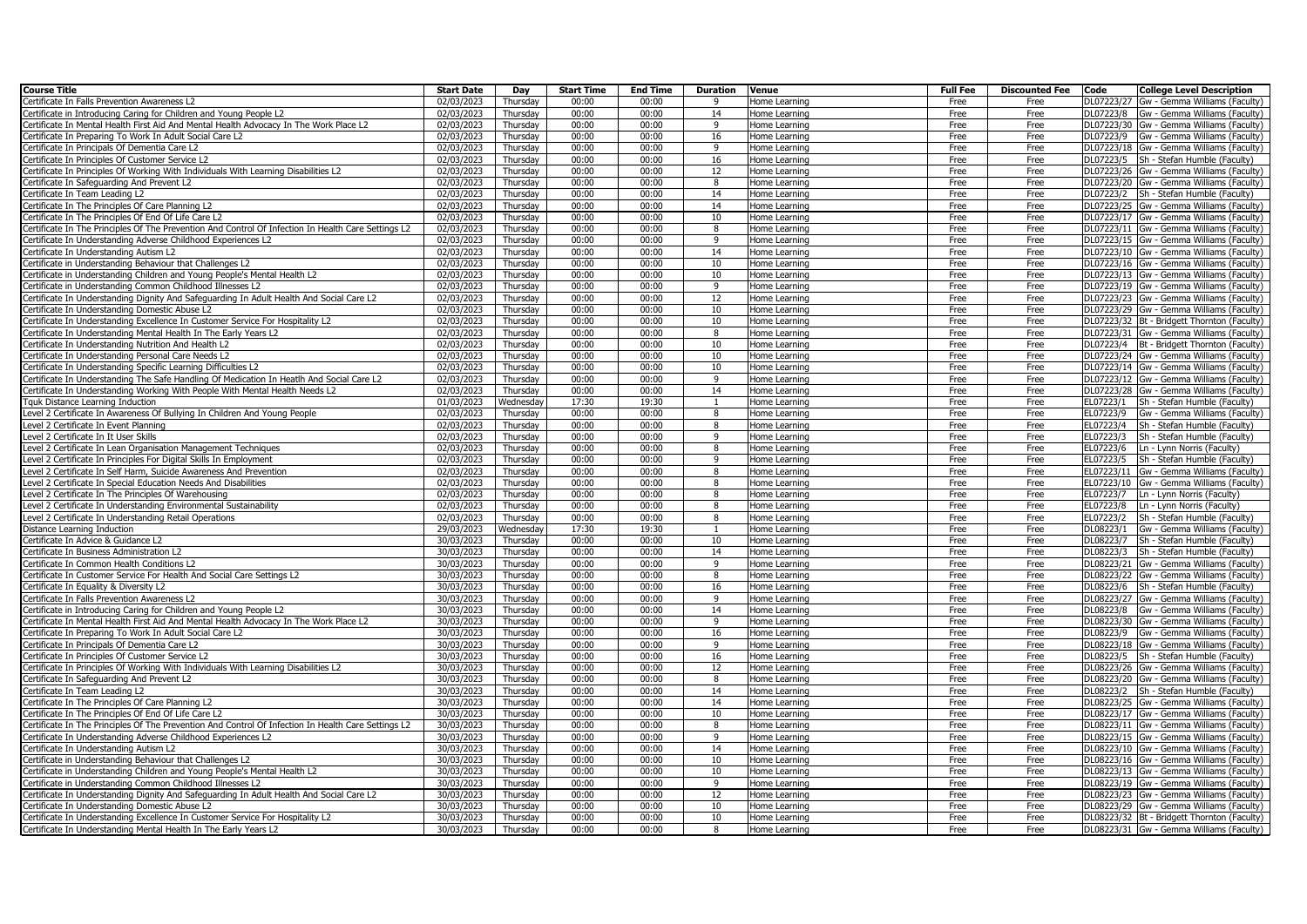| Course Title | Start Date | Day | Start Time | End Time | Duration | Venue | Full Fee | Discounted Fee | Code | College Level Description |
|---|---|---|---|---|---|---|---|---|---|---|
| Certificate In Falls Prevention Awareness L2 | 02/03/2023 | Thursday | 00:00 | 00:00 | 9 | Home Learning | Free | Free | DL07223/27 | Gw - Gemma Williams (Faculty) |
| Certificate in Introducing Caring for Children and Young People L2 | 02/03/2023 | Thursday | 00:00 | 00:00 | 14 | Home Learning | Free | Free | DL07223/8 | Gw - Gemma Williams (Faculty) |
| Certificate In Mental Health First Aid And Mental Health Advocacy In The Work Place L2 | 02/03/2023 | Thursday | 00:00 | 00:00 | 9 | Home Learning | Free | Free | DL07223/30 | Gw - Gemma Williams (Faculty) |
| Certificate In Preparing To Work In Adult Social Care L2 | 02/03/2023 | Thursday | 00:00 | 00:00 | 16 | Home Learning | Free | Free | DL07223/9 | Gw - Gemma Williams (Faculty) |
| Certificate In Principals Of Dementia Care L2 | 02/03/2023 | Thursday | 00:00 | 00:00 | 9 | Home Learning | Free | Free | DL07223/18 | Gw - Gemma Williams (Faculty) |
| Certificate In Principles Of Customer Service L2 | 02/03/2023 | Thursday | 00:00 | 00:00 | 16 | Home Learning | Free | Free | DL07223/5 | Sh - Stefan Humble (Faculty) |
| Certificate In Principles Of Working With Individuals With Learning Disabilities L2 | 02/03/2023 | Thursday | 00:00 | 00:00 | 12 | Home Learning | Free | Free | DL07223/26 | Gw - Gemma Williams (Faculty) |
| Certificate In Safeguarding And Prevent L2 | 02/03/2023 | Thursday | 00:00 | 00:00 | 8 | Home Learning | Free | Free | DL07223/20 | Gw - Gemma Williams (Faculty) |
| Certificate In Team Leading L2 | 02/03/2023 | Thursday | 00:00 | 00:00 | 14 | Home Learning | Free | Free | DL07223/2 | Sh - Stefan Humble (Faculty) |
| Certificate In The Principles Of Care Planning L2 | 02/03/2023 | Thursday | 00:00 | 00:00 | 14 | Home Learning | Free | Free | DL07223/25 | Gw - Gemma Williams (Faculty) |
| Certificate In The Principles Of End Of Life Care L2 | 02/03/2023 | Thursday | 00:00 | 00:00 | 10 | Home Learning | Free | Free | DL07223/17 | Gw - Gemma Williams (Faculty) |
| Certificate In The Principles Of The Prevention And Control Of Infection In Health Care Settings L2 | 02/03/2023 | Thursday | 00:00 | 00:00 | 8 | Home Learning | Free | Free | DL07223/11 | Gw - Gemma Williams (Faculty) |
| Certificate In Understanding Adverse Childhood Experiences L2 | 02/03/2023 | Thursday | 00:00 | 00:00 | 9 | Home Learning | Free | Free | DL07223/15 | Gw - Gemma Williams (Faculty) |
| Certificate In Understanding Autism L2 | 02/03/2023 | Thursday | 00:00 | 00:00 | 14 | Home Learning | Free | Free | DL07223/10 | Gw - Gemma Williams (Faculty) |
| Certificate in Understanding Behaviour that Challenges L2 | 02/03/2023 | Thursday | 00:00 | 00:00 | 10 | Home Learning | Free | Free | DL07223/16 | Gw - Gemma Williams (Faculty) |
| Certificate in Understanding Children and Young People's Mental Health L2 | 02/03/2023 | Thursday | 00:00 | 00:00 | 10 | Home Learning | Free | Free | DL07223/13 | Gw - Gemma Williams (Faculty) |
| Certificate in Understanding Common Childhood Illnesses L2 | 02/03/2023 | Thursday | 00:00 | 00:00 | 9 | Home Learning | Free | Free | DL07223/19 | Gw - Gemma Williams (Faculty) |
| Certificate In Understanding Dignity And Safeguarding In Adult Health And Social Care L2 | 02/03/2023 | Thursday | 00:00 | 00:00 | 12 | Home Learning | Free | Free | DL07223/23 | Gw - Gemma Williams (Faculty) |
| Certificate In Understanding Domestic Abuse L2 | 02/03/2023 | Thursday | 00:00 | 00:00 | 10 | Home Learning | Free | Free | DL07223/29 | Gw - Gemma Williams (Faculty) |
| Certificate In Understanding Excellence In Customer Service For Hospitality L2 | 02/03/2023 | Thursday | 00:00 | 00:00 | 10 | Home Learning | Free | Free | DL07223/32 | Bt - Bridgett Thornton (Faculty) |
| Certificate In Understanding Mental Health In The Early Years L2 | 02/03/2023 | Thursday | 00:00 | 00:00 | 8 | Home Learning | Free | Free | DL07223/31 | Gw - Gemma Williams (Faculty) |
| Certificate In Understanding Nutrition And Health L2 | 02/03/2023 | Thursday | 00:00 | 00:00 | 10 | Home Learning | Free | Free | DL07223/4 | Bt - Bridgett Thornton (Faculty) |
| Certificate In Understanding Personal Care Needs L2 | 02/03/2023 | Thursday | 00:00 | 00:00 | 10 | Home Learning | Free | Free | DL07223/24 | Gw - Gemma Williams (Faculty) |
| Certificate In Understanding Specific Learning Difficulties L2 | 02/03/2023 | Thursday | 00:00 | 00:00 | 10 | Home Learning | Free | Free | DL07223/14 | Gw - Gemma Williams (Faculty) |
| Certificate In Understanding The Safe Handling Of Medication In Heatlh And Social Care L2 | 02/03/2023 | Thursday | 00:00 | 00:00 | 9 | Home Learning | Free | Free | DL07223/12 | Gw - Gemma Williams (Faculty) |
| Certificate In Understanding Working With People With Mental Health Needs L2 | 02/03/2023 | Thursday | 00:00 | 00:00 | 14 | Home Learning | Free | Free | DL07223/28 | Gw - Gemma Williams (Faculty) |
| Tquk Distance Learning Induction | 01/03/2023 | Wednesday | 17:30 | 19:30 | 1 | Home Learning | Free | Free | EL07223/1 | Sh - Stefan Humble (Faculty) |
| Level 2 Certificate In Awareness Of Bullying In Children And Young People | 02/03/2023 | Thursday | 00:00 | 00:00 | 8 | Home Learning | Free | Free | EL07223/9 | Gw - Gemma Williams (Faculty) |
| Level 2 Certificate In Event Planning | 02/03/2023 | Thursday | 00:00 | 00:00 | 8 | Home Learning | Free | Free | EL07223/4 | Sh - Stefan Humble (Faculty) |
| Level 2 Certificate In It User Skills | 02/03/2023 | Thursday | 00:00 | 00:00 | 9 | Home Learning | Free | Free | EL07223/3 | Sh - Stefan Humble (Faculty) |
| Level 2 Certificate In Lean Organisation Management Techniques | 02/03/2023 | Thursday | 00:00 | 00:00 | 8 | Home Learning | Free | Free | EL07223/6 | Ln - Lynn Norris (Faculty) |
| Level 2 Certificate In Principles For Digital Skills In Employment | 02/03/2023 | Thursday | 00:00 | 00:00 | 9 | Home Learning | Free | Free | EL07223/5 | Sh - Stefan Humble (Faculty) |
| Level 2 Certificate In Self Harm, Suicide Awareness And Prevention | 02/03/2023 | Thursday | 00:00 | 00:00 | 8 | Home Learning | Free | Free | EL07223/11 | Gw - Gemma Williams (Faculty) |
| Level 2 Certificate In Special Education Needs And Disabilities | 02/03/2023 | Thursday | 00:00 | 00:00 | 8 | Home Learning | Free | Free | EL07223/10 | Gw - Gemma Williams (Faculty) |
| Level 2 Certificate In The Principles Of Warehousing | 02/03/2023 | Thursday | 00:00 | 00:00 | 8 | Home Learning | Free | Free | EL07223/7 | Ln - Lynn Norris (Faculty) |
| Level 2 Certificate In Understanding Environmental Sustainability | 02/03/2023 | Thursday | 00:00 | 00:00 | 8 | Home Learning | Free | Free | EL07223/8 | Ln - Lynn Norris (Faculty) |
| Level 2 Certificate In Understanding Retail Operations | 02/03/2023 | Thursday | 00:00 | 00:00 | 8 | Home Learning | Free | Free | EL07223/2 | Sh - Stefan Humble (Faculty) |
| Distance Learning Induction | 29/03/2023 | Wednesday | 17:30 | 19:30 | 1 | Home Learning | Free | Free | DL08223/1 | Gw - Gemma Williams (Faculty) |
| Certificate In Advice & Guidance L2 | 30/03/2023 | Thursday | 00:00 | 00:00 | 10 | Home Learning | Free | Free | DL08223/7 | Sh - Stefan Humble (Faculty) |
| Certificate In Business Administration L2 | 30/03/2023 | Thursday | 00:00 | 00:00 | 14 | Home Learning | Free | Free | DL08223/3 | Sh - Stefan Humble (Faculty) |
| Certificate In Common Health Conditions L2 | 30/03/2023 | Thursday | 00:00 | 00:00 | 9 | Home Learning | Free | Free | DL08223/21 | Gw - Gemma Williams (Faculty) |
| Certificate In Customer Service For Health And Social Care Settings L2 | 30/03/2023 | Thursday | 00:00 | 00:00 | 8 | Home Learning | Free | Free | DL08223/22 | Gw - Gemma Williams (Faculty) |
| Certificate In Equality & Diversity L2 | 30/03/2023 | Thursday | 00:00 | 00:00 | 16 | Home Learning | Free | Free | DL08223/6 | Sh - Stefan Humble (Faculty) |
| Certificate In Falls Prevention Awareness L2 | 30/03/2023 | Thursday | 00:00 | 00:00 | 9 | Home Learning | Free | Free | DL08223/27 | Gw - Gemma Williams (Faculty) |
| Certificate in Introducing Caring for Children and Young People L2 | 30/03/2023 | Thursday | 00:00 | 00:00 | 14 | Home Learning | Free | Free | DL08223/8 | Gw - Gemma Williams (Faculty) |
| Certificate In Mental Health First Aid And Mental Health Advocacy In The Work Place L2 | 30/03/2023 | Thursday | 00:00 | 00:00 | 9 | Home Learning | Free | Free | DL08223/30 | Gw - Gemma Williams (Faculty) |
| Certificate In Preparing To Work In Adult Social Care L2 | 30/03/2023 | Thursday | 00:00 | 00:00 | 16 | Home Learning | Free | Free | DL08223/9 | Gw - Gemma Williams (Faculty) |
| Certificate In Principals Of Dementia Care L2 | 30/03/2023 | Thursday | 00:00 | 00:00 | 9 | Home Learning | Free | Free | DL08223/18 | Gw - Gemma Williams (Faculty) |
| Certificate In Principles Of Customer Service L2 | 30/03/2023 | Thursday | 00:00 | 00:00 | 16 | Home Learning | Free | Free | DL08223/5 | Sh - Stefan Humble (Faculty) |
| Certificate In Principles Of Working With Individuals With Learning Disabilities L2 | 30/03/2023 | Thursday | 00:00 | 00:00 | 12 | Home Learning | Free | Free | DL08223/26 | Gw - Gemma Williams (Faculty) |
| Certificate In Safeguarding And Prevent L2 | 30/03/2023 | Thursday | 00:00 | 00:00 | 8 | Home Learning | Free | Free | DL08223/20 | Gw - Gemma Williams (Faculty) |
| Certificate In Team Leading L2 | 30/03/2023 | Thursday | 00:00 | 00:00 | 14 | Home Learning | Free | Free | DL08223/2 | Sh - Stefan Humble (Faculty) |
| Certificate In The Principles Of Care Planning L2 | 30/03/2023 | Thursday | 00:00 | 00:00 | 14 | Home Learning | Free | Free | DL08223/25 | Gw - Gemma Williams (Faculty) |
| Certificate In The Principles Of End Of Life Care L2 | 30/03/2023 | Thursday | 00:00 | 00:00 | 10 | Home Learning | Free | Free | DL08223/17 | Gw - Gemma Williams (Faculty) |
| Certificate In The Principles Of The Prevention And Control Of Infection In Health Care Settings L2 | 30/03/2023 | Thursday | 00:00 | 00:00 | 8 | Home Learning | Free | Free | DL08223/11 | Gw - Gemma Williams (Faculty) |
| Certificate In Understanding Adverse Childhood Experiences L2 | 30/03/2023 | Thursday | 00:00 | 00:00 | 9 | Home Learning | Free | Free | DL08223/15 | Gw - Gemma Williams (Faculty) |
| Certificate In Understanding Autism L2 | 30/03/2023 | Thursday | 00:00 | 00:00 | 14 | Home Learning | Free | Free | DL08223/10 | Gw - Gemma Williams (Faculty) |
| Certificate in Understanding Behaviour that Challenges L2 | 30/03/2023 | Thursday | 00:00 | 00:00 | 10 | Home Learning | Free | Free | DL08223/16 | Gw - Gemma Williams (Faculty) |
| Certificate in Understanding Children and Young People's Mental Health L2 | 30/03/2023 | Thursday | 00:00 | 00:00 | 10 | Home Learning | Free | Free | DL08223/13 | Gw - Gemma Williams (Faculty) |
| Certificate in Understanding Common Childhood Illnesses L2 | 30/03/2023 | Thursday | 00:00 | 00:00 | 9 | Home Learning | Free | Free | DL08223/19 | Gw - Gemma Williams (Faculty) |
| Certificate In Understanding Dignity And Safeguarding In Adult Health And Social Care L2 | 30/03/2023 | Thursday | 00:00 | 00:00 | 12 | Home Learning | Free | Free | DL08223/23 | Gw - Gemma Williams (Faculty) |
| Certificate In Understanding Domestic Abuse L2 | 30/03/2023 | Thursday | 00:00 | 00:00 | 10 | Home Learning | Free | Free | DL08223/29 | Gw - Gemma Williams (Faculty) |
| Certificate In Understanding Excellence In Customer Service For Hospitality L2 | 30/03/2023 | Thursday | 00:00 | 00:00 | 10 | Home Learning | Free | Free | DL08223/32 | Bt - Bridgett Thornton (Faculty) |
| Certificate In Understanding Mental Health In The Early Years L2 | 30/03/2023 | Thursday | 00:00 | 00:00 | 8 | Home Learning | Free | Free | DL08223/31 | Gw - Gemma Williams (Faculty) |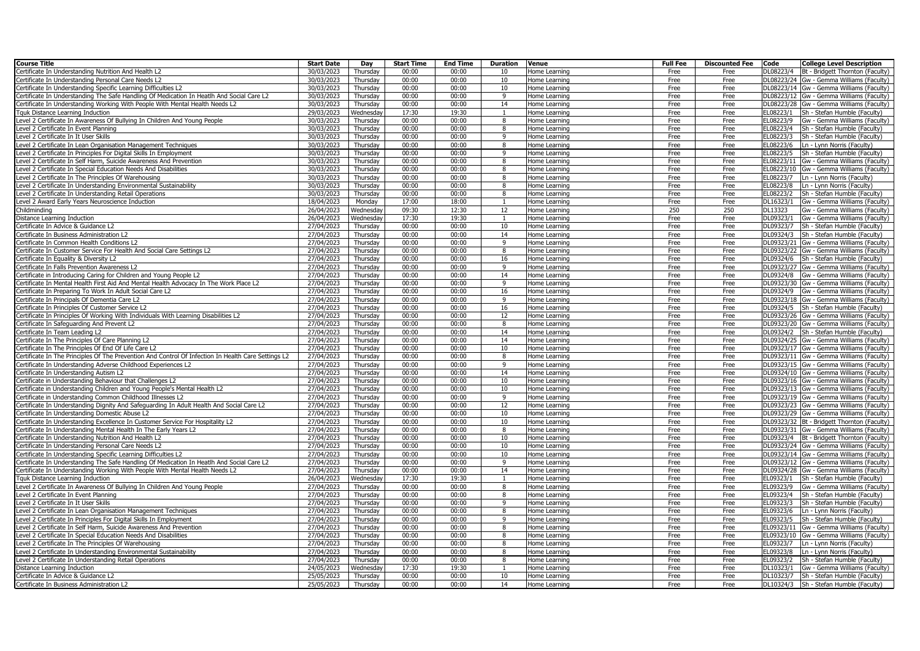| Course Title | Start Date | Day | Start Time | End Time | Duration | Venue | Full Fee | Discounted Fee | Code | College Level Description |
|---|---|---|---|---|---|---|---|---|---|---|
| Certificate In Understanding Nutrition And Health L2 | 30/03/2023 | Thursday | 00:00 | 00:00 | 10 | Home Learning | Free | Free | DL08223/4 | Bt - Bridgett Thornton (Faculty) |
| Certificate In Understanding Personal Care Needs L2 | 30/03/2023 | Thursday | 00:00 | 00:00 | 10 | Home Learning | Free | Free | DL08223/24 | Gw - Gemma Williams (Faculty) |
| Certificate In Understanding Specific Learning Difficulties L2 | 30/03/2023 | Thursday | 00:00 | 00:00 | 10 | Home Learning | Free | Free | DL08223/14 | Gw - Gemma Williams (Faculty) |
| Certificate In Understanding The Safe Handling Of Medication In Heatlh And Social Care L2 | 30/03/2023 | Thursday | 00:00 | 00:00 | 9 | Home Learning | Free | Free | DL08223/12 | Gw - Gemma Williams (Faculty) |
| Certificate In Understanding Working With People With Mental Health Needs L2 | 30/03/2023 | Thursday | 00:00 | 00:00 | 14 | Home Learning | Free | Free | DL08223/28 | Gw - Gemma Williams (Faculty) |
| Tquk Distance Learning Induction | 29/03/2023 | Wednesday | 17:30 | 19:30 | 1 | Home Learning | Free | Free | EL08223/1 | Sh - Stefan Humble (Faculty) |
| Level 2 Certificate In Awareness Of Bullying In Children And Young People | 30/03/2023 | Thursday | 00:00 | 00:00 | 8 | Home Learning | Free | Free | EL08223/9 | Gw - Gemma Williams (Faculty) |
| Level 2 Certificate In Event Planning | 30/03/2023 | Thursday | 00:00 | 00:00 | 8 | Home Learning | Free | Free | EL08223/4 | Sh - Stefan Humble (Faculty) |
| Level 2 Certificate In It User Skills | 30/03/2023 | Thursday | 00:00 | 00:00 | 9 | Home Learning | Free | Free | EL08223/3 | Sh - Stefan Humble (Faculty) |
| Level 2 Certificate In Lean Organisation Management Techniques | 30/03/2023 | Thursday | 00:00 | 00:00 | 8 | Home Learning | Free | Free | EL08223/6 | Ln - Lynn Norris (Faculty) |
| Level 2 Certificate In Principles For Digital Skills In Employment | 30/03/2023 | Thursday | 00:00 | 00:00 | 9 | Home Learning | Free | Free | EL08223/5 | Sh - Stefan Humble (Faculty) |
| Level 2 Certificate In Self Harm, Suicide Awareness And Prevention | 30/03/2023 | Thursday | 00:00 | 00:00 | 8 | Home Learning | Free | Free | EL08223/11 | Gw - Gemma Williams (Faculty) |
| Level 2 Certificate In Special Education Needs And Disabilities | 30/03/2023 | Thursday | 00:00 | 00:00 | 8 | Home Learning | Free | Free | EL08223/10 | Gw - Gemma Williams (Faculty) |
| Level 2 Certificate In The Principles Of Warehousing | 30/03/2023 | Thursday | 00:00 | 00:00 | 8 | Home Learning | Free | Free | EL08223/7 | Ln - Lynn Norris (Faculty) |
| Level 2 Certificate In Understanding Environmental Sustainability | 30/03/2023 | Thursday | 00:00 | 00:00 | 8 | Home Learning | Free | Free | EL08223/8 | Ln - Lynn Norris (Faculty) |
| Level 2 Certificate In Understanding Retail Operations | 30/03/2023 | Thursday | 00:00 | 00:00 | 8 | Home Learning | Free | Free | EL08223/2 | Sh - Stefan Humble (Faculty) |
| Level 2 Award Early Years Neuroscience Induction | 18/04/2023 | Monday | 17:00 | 18:00 | 1 | Home Learning | Free | Free | DL16323/1 | Gw - Gemma Williams (Faculty) |
| Childminding | 26/04/2023 | Wednesday | 09:30 | 12:30 | 12 | Home Learning | 250 | 250 | DL13323 | Gw - Gemma Williams (Faculty) |
| Distance Learning Induction | 26/04/2023 | Wednesday | 17:30 | 19:30 | 1 | Home Learning | Free | Free | DL09323/1 | Gw - Gemma Williams (Faculty) |
| Certificate In Advice & Guidance L2 | 27/04/2023 | Thursday | 00:00 | 00:00 | 10 | Home Learning | Free | Free | DL09323/7 | Sh - Stefan Humble (Faculty) |
| Certificate In Business Administration L2 | 27/04/2023 | Thursday | 00:00 | 00:00 | 14 | Home Learning | Free | Free | DL09324/3 | Sh - Stefan Humble (Faculty) |
| Certificate In Common Health Conditions L2 | 27/04/2023 | Thursday | 00:00 | 00:00 | 9 | Home Learning | Free | Free | DL09323/21 | Gw - Gemma Williams (Faculty) |
| Certificate In Customer Service For Health And Social Care Settings L2 | 27/04/2023 | Thursday | 00:00 | 00:00 | 8 | Home Learning | Free | Free | DL09323/22 | Gw - Gemma Williams (Faculty) |
| Certificate In Equality & Diversity L2 | 27/04/2023 | Thursday | 00:00 | 00:00 | 16 | Home Learning | Free | Free | DL09324/6 | Sh - Stefan Humble (Faculty) |
| Certificate In Falls Prevention Awareness L2 | 27/04/2023 | Thursday | 00:00 | 00:00 | 9 | Home Learning | Free | Free | DL09323/27 | Gw - Gemma Williams (Faculty) |
| Certificate in Introducing Caring for Children and Young People L2 | 27/04/2023 | Thursday | 00:00 | 00:00 | 14 | Home Learning | Free | Free | DL09324/8 | Gw - Gemma Williams (Faculty) |
| Certificate In Mental Health First Aid And Mental Health Advocacy In The Work Place L2 | 27/04/2023 | Thursday | 00:00 | 00:00 | 9 | Home Learning | Free | Free | DL09323/30 | Gw - Gemma Williams (Faculty) |
| Certificate In Preparing To Work In Adult Social Care L2 | 27/04/2023 | Thursday | 00:00 | 00:00 | 16 | Home Learning | Free | Free | DL09324/9 | Gw - Gemma Williams (Faculty) |
| Certificate In Principals Of Dementia Care L2 | 27/04/2023 | Thursday | 00:00 | 00:00 | 9 | Home Learning | Free | Free | DL09323/18 | Gw - Gemma Williams (Faculty) |
| Certificate In Principles Of Customer Service L2 | 27/04/2023 | Thursday | 00:00 | 00:00 | 16 | Home Learning | Free | Free | DL09324/5 | Sh - Stefan Humble (Faculty) |
| Certificate In Principles Of Working With Individuals With Learning Disabilities L2 | 27/04/2023 | Thursday | 00:00 | 00:00 | 12 | Home Learning | Free | Free | DL09323/26 | Gw - Gemma Williams (Faculty) |
| Certificate In Safeguarding And Prevent L2 | 27/04/2023 | Thursday | 00:00 | 00:00 | 8 | Home Learning | Free | Free | DL09323/20 | Gw - Gemma Williams (Faculty) |
| Certificate In Team Leading L2 | 27/04/2023 | Thursday | 00:00 | 00:00 | 14 | Home Learning | Free | Free | DL09324/2 | Sh - Stefan Humble (Faculty) |
| Certificate In The Principles Of Care Planning L2 | 27/04/2023 | Thursday | 00:00 | 00:00 | 14 | Home Learning | Free | Free | DL09324/25 | Gw - Gemma Williams (Faculty) |
| Certificate In The Principles Of End Of Life Care L2 | 27/04/2023 | Thursday | 00:00 | 00:00 | 10 | Home Learning | Free | Free | DL09323/17 | Gw - Gemma Williams (Faculty) |
| Certificate In The Principles Of The Prevention And Control Of Infection In Health Care Settings L2 | 27/04/2023 | Thursday | 00:00 | 00:00 | 8 | Home Learning | Free | Free | DL09323/11 | Gw - Gemma Williams (Faculty) |
| Certificate In Understanding Adverse Childhood Experiences L2 | 27/04/2023 | Thursday | 00:00 | 00:00 | 9 | Home Learning | Free | Free | DL09323/15 | Gw - Gemma Williams (Faculty) |
| Certificate In Understanding Autism L2 | 27/04/2023 | Thursday | 00:00 | 00:00 | 14 | Home Learning | Free | Free | DL09324/10 | Gw - Gemma Williams (Faculty) |
| Certificate in Understanding Behaviour that Challenges L2 | 27/04/2023 | Thursday | 00:00 | 00:00 | 10 | Home Learning | Free | Free | DL09323/16 | Gw - Gemma Williams (Faculty) |
| Certificate in Understanding Children and Young People's Mental Health L2 | 27/04/2023 | Thursday | 00:00 | 00:00 | 10 | Home Learning | Free | Free | DL09323/13 | Gw - Gemma Williams (Faculty) |
| Certificate in Understanding Common Childhood Illnesses L2 | 27/04/2023 | Thursday | 00:00 | 00:00 | 9 | Home Learning | Free | Free | DL09323/19 | Gw - Gemma Williams (Faculty) |
| Certificate In Understanding Dignity And Safeguarding In Adult Health And Social Care L2 | 27/04/2023 | Thursday | 00:00 | 00:00 | 12 | Home Learning | Free | Free | DL09323/23 | Gw - Gemma Williams (Faculty) |
| Certificate In Understanding Domestic Abuse L2 | 27/04/2023 | Thursday | 00:00 | 00:00 | 10 | Home Learning | Free | Free | DL09323/29 | Gw - Gemma Williams (Faculty) |
| Certificate In Understanding Excellence In Customer Service For Hospitality L2 | 27/04/2023 | Thursday | 00:00 | 00:00 | 10 | Home Learning | Free | Free | DL09323/32 | Bt - Bridgett Thornton (Faculty) |
| Certificate In Understanding Mental Health In The Early Years L2 | 27/04/2023 | Thursday | 00:00 | 00:00 | 8 | Home Learning | Free | Free | DL09323/31 | Gw - Gemma Williams (Faculty) |
| Certificate In Understanding Nutrition And Health L2 | 27/04/2023 | Thursday | 00:00 | 00:00 | 10 | Home Learning | Free | Free | DL09323/4 | Bt - Bridgett Thornton (Faculty) |
| Certificate In Understanding Personal Care Needs L2 | 27/04/2023 | Thursday | 00:00 | 00:00 | 10 | Home Learning | Free | Free | DL09323/24 | Gw - Gemma Williams (Faculty) |
| Certificate In Understanding Specific Learning Difficulties L2 | 27/04/2023 | Thursday | 00:00 | 00:00 | 10 | Home Learning | Free | Free | DL09323/14 | Gw - Gemma Williams (Faculty) |
| Certificate In Understanding The Safe Handling Of Medication In Heatlh And Social Care L2 | 27/04/2023 | Thursday | 00:00 | 00:00 | 9 | Home Learning | Free | Free | DL09323/12 | Gw - Gemma Williams (Faculty) |
| Certificate In Understanding Working With People With Mental Health Needs L2 | 27/04/2023 | Thursday | 00:00 | 00:00 | 14 | Home Learning | Free | Free | DL09324/28 | Gw - Gemma Williams (Faculty) |
| Tquk Distance Learning Induction | 26/04/2023 | Wednesday | 17:30 | 19:30 | 1 | Home Learning | Free | Free | EL09323/1 | Sh - Stefan Humble (Faculty) |
| Level 2 Certificate In Awareness Of Bullying In Children And Young People | 27/04/2023 | Thursday | 00:00 | 00:00 | 8 | Home Learning | Free | Free | EL09323/9 | Gw - Gemma Williams (Faculty) |
| Level 2 Certificate In Event Planning | 27/04/2023 | Thursday | 00:00 | 00:00 | 8 | Home Learning | Free | Free | EL09323/4 | Sh - Stefan Humble (Faculty) |
| Level 2 Certificate In It User Skills | 27/04/2023 | Thursday | 00:00 | 00:00 | 9 | Home Learning | Free | Free | EL09323/3 | Sh - Stefan Humble (Faculty) |
| Level 2 Certificate In Lean Organisation Management Techniques | 27/04/2023 | Thursday | 00:00 | 00:00 | 8 | Home Learning | Free | Free | EL09323/6 | Ln - Lynn Norris (Faculty) |
| Level 2 Certificate In Principles For Digital Skills In Employment | 27/04/2023 | Thursday | 00:00 | 00:00 | 9 | Home Learning | Free | Free | EL09323/5 | Sh - Stefan Humble (Faculty) |
| Level 2 Certificate In Self Harm, Suicide Awareness And Prevention | 27/04/2023 | Thursday | 00:00 | 00:00 | 8 | Home Learning | Free | Free | EL09323/11 | Gw - Gemma Williams (Faculty) |
| Level 2 Certificate In Special Education Needs And Disabilities | 27/04/2023 | Thursday | 00:00 | 00:00 | 8 | Home Learning | Free | Free | EL09323/10 | Gw - Gemma Williams (Faculty) |
| Level 2 Certificate In The Principles Of Warehousing | 27/04/2023 | Thursday | 00:00 | 00:00 | 8 | Home Learning | Free | Free | EL09323/7 | Ln - Lynn Norris (Faculty) |
| Level 2 Certificate In Understanding Environmental Sustainability | 27/04/2023 | Thursday | 00:00 | 00:00 | 8 | Home Learning | Free | Free | EL09323/8 | Ln - Lynn Norris (Faculty) |
| Level 2 Certificate In Understanding Retail Operations | 27/04/2023 | Thursday | 00:00 | 00:00 | 8 | Home Learning | Free | Free | EL09323/2 | Sh - Stefan Humble (Faculty) |
| Distance Learning Induction | 24/05/2023 | Wednesday | 17:30 | 19:30 | 1 | Home Learning | Free | Free | DL10323/1 | Gw - Gemma Williams (Faculty) |
| Certificate In Advice & Guidance L2 | 25/05/2023 | Thursday | 00:00 | 00:00 | 10 | Home Learning | Free | Free | DL10323/7 | Sh - Stefan Humble (Faculty) |
| Certificate In Business Administration L2 | 25/05/2023 | Thursday | 00:00 | 00:00 | 14 | Home Learning | Free | Free | DL10324/3 | Sh - Stefan Humble (Faculty) |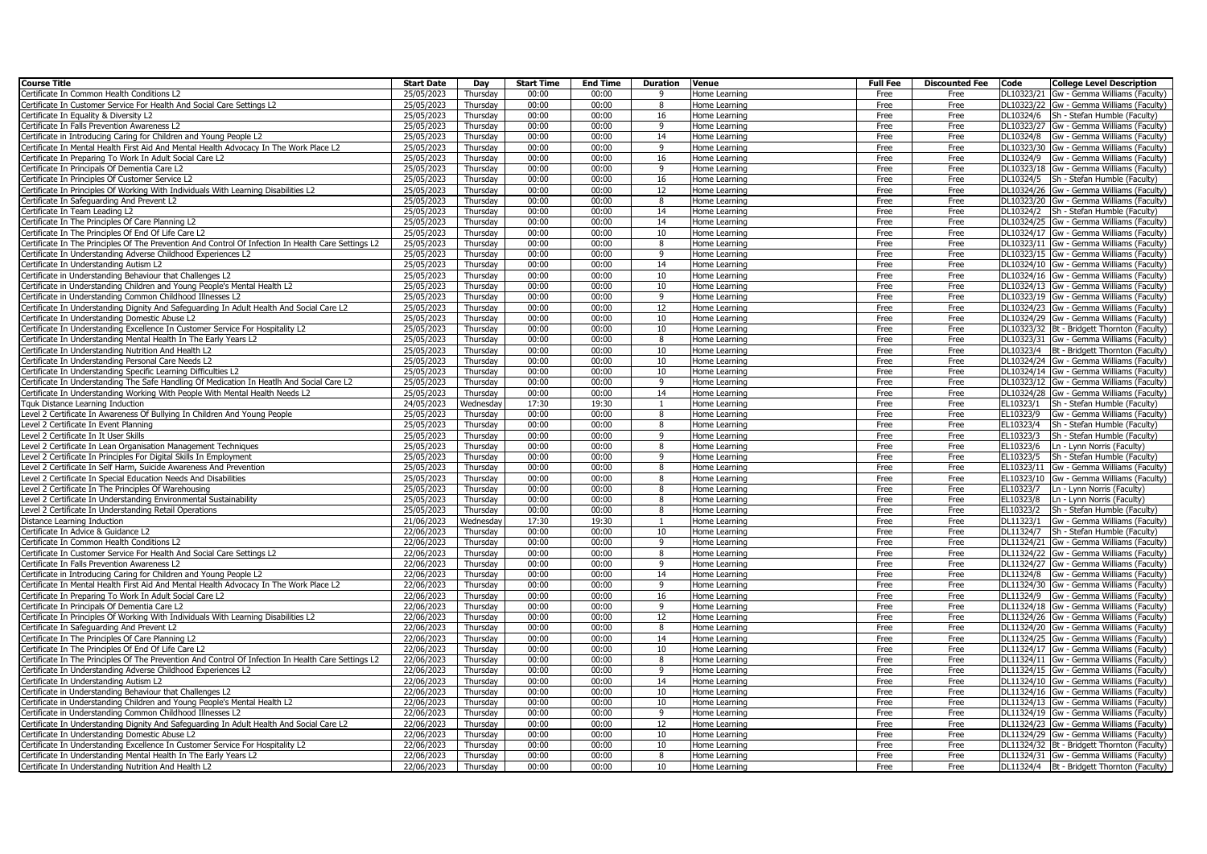| Course Title | Start Date | Day | Start Time | End Time | Duration | Venue | Full Fee | Discounted Fee | Code | College Level Description |
|---|---|---|---|---|---|---|---|---|---|---|
| Certificate In Common Health Conditions L2 | 25/05/2023 | Thursday | 00:00 | 00:00 | 9 | Home Learning | Free | Free | DL10323/21 | Gw - Gemma Williams (Faculty) |
| Certificate In Customer Service For Health And Social Care Settings L2 | 25/05/2023 | Thursday | 00:00 | 00:00 | 8 | Home Learning | Free | Free | DL10323/22 | Gw - Gemma Williams (Faculty) |
| Certificate In Equality & Diversity L2 | 25/05/2023 | Thursday | 00:00 | 00:00 | 16 | Home Learning | Free | Free | DL10324/6 | Sh - Stefan Humble (Faculty) |
| Certificate In Falls Prevention Awareness L2 | 25/05/2023 | Thursday | 00:00 | 00:00 | 9 | Home Learning | Free | Free | DL10323/27 | Gw - Gemma Williams (Faculty) |
| Certificate in Introducing Caring for Children and Young People L2 | 25/05/2023 | Thursday | 00:00 | 00:00 | 14 | Home Learning | Free | Free | DL10324/8 | Gw - Gemma Williams (Faculty) |
| Certificate In Mental Health First Aid And Mental Health Advocacy In The Work Place L2 | 25/05/2023 | Thursday | 00:00 | 00:00 | 9 | Home Learning | Free | Free | DL10323/30 | Gw - Gemma Williams (Faculty) |
| Certificate In Preparing To Work In Adult Social Care L2 | 25/05/2023 | Thursday | 00:00 | 00:00 | 16 | Home Learning | Free | Free | DL10324/9 | Gw - Gemma Williams (Faculty) |
| Certificate In Principals Of Dementia Care L2 | 25/05/2023 | Thursday | 00:00 | 00:00 | 9 | Home Learning | Free | Free | DL10323/18 | Gw - Gemma Williams (Faculty) |
| Certificate In Principles Of Customer Service L2 | 25/05/2023 | Thursday | 00:00 | 00:00 | 16 | Home Learning | Free | Free | DL10324/5 | Sh - Stefan Humble (Faculty) |
| Certificate In Principles Of Working With Individuals With Learning Disabilities L2 | 25/05/2023 | Thursday | 00:00 | 00:00 | 12 | Home Learning | Free | Free | DL10324/26 | Gw - Gemma Williams (Faculty) |
| Certificate In Safeguarding And Prevent L2 | 25/05/2023 | Thursday | 00:00 | 00:00 | 8 | Home Learning | Free | Free | DL10323/20 | Gw - Gemma Williams (Faculty) |
| Certificate In Team Leading L2 | 25/05/2023 | Thursday | 00:00 | 00:00 | 14 | Home Learning | Free | Free | DL10324/2 | Sh - Stefan Humble (Faculty) |
| Certificate In The Principles Of Care Planning L2 | 25/05/2023 | Thursday | 00:00 | 00:00 | 14 | Home Learning | Free | Free | DL10324/25 | Gw - Gemma Williams (Faculty) |
| Certificate In The Principles Of End Of Life Care L2 | 25/05/2023 | Thursday | 00:00 | 00:00 | 10 | Home Learning | Free | Free | DL10324/17 | Gw - Gemma Williams (Faculty) |
| Certificate In The Principles Of The Prevention And Control Of Infection In Health Care Settings L2 | 25/05/2023 | Thursday | 00:00 | 00:00 | 8 | Home Learning | Free | Free | DL10323/11 | Gw - Gemma Williams (Faculty) |
| Certificate In Understanding Adverse Childhood Experiences L2 | 25/05/2023 | Thursday | 00:00 | 00:00 | 9 | Home Learning | Free | Free | DL10323/15 | Gw - Gemma Williams (Faculty) |
| Certificate In Understanding Autism L2 | 25/05/2023 | Thursday | 00:00 | 00:00 | 14 | Home Learning | Free | Free | DL10324/10 | Gw - Gemma Williams (Faculty) |
| Certificate in Understanding Behaviour that Challenges L2 | 25/05/2023 | Thursday | 00:00 | 00:00 | 10 | Home Learning | Free | Free | DL10324/16 | Gw - Gemma Williams (Faculty) |
| Certificate in Understanding Children and Young People's Mental Health L2 | 25/05/2023 | Thursday | 00:00 | 00:00 | 10 | Home Learning | Free | Free | DL10324/13 | Gw - Gemma Williams (Faculty) |
| Certificate in Understanding Common Childhood Illnesses L2 | 25/05/2023 | Thursday | 00:00 | 00:00 | 9 | Home Learning | Free | Free | DL10323/19 | Gw - Gemma Williams (Faculty) |
| Certificate In Understanding Dignity And Safeguarding In Adult Health And Social Care L2 | 25/05/2023 | Thursday | 00:00 | 00:00 | 12 | Home Learning | Free | Free | DL10324/23 | Gw - Gemma Williams (Faculty) |
| Certificate In Understanding Domestic Abuse L2 | 25/05/2023 | Thursday | 00:00 | 00:00 | 10 | Home Learning | Free | Free | DL10324/29 | Gw - Gemma Williams (Faculty) |
| Certificate In Understanding Excellence In Customer Service For Hospitality L2 | 25/05/2023 | Thursday | 00:00 | 00:00 | 10 | Home Learning | Free | Free | DL10323/32 | Bt - Bridgett Thornton (Faculty) |
| Certificate In Understanding Mental Health In The Early Years L2 | 25/05/2023 | Thursday | 00:00 | 00:00 | 8 | Home Learning | Free | Free | DL10323/31 | Gw - Gemma Williams (Faculty) |
| Certificate In Understanding Nutrition And Health L2 | 25/05/2023 | Thursday | 00:00 | 00:00 | 10 | Home Learning | Free | Free | DL10323/4 | Bt - Bridgett Thornton (Faculty) |
| Certificate In Understanding Personal Care Needs L2 | 25/05/2023 | Thursday | 00:00 | 00:00 | 10 | Home Learning | Free | Free | DL10324/24 | Gw - Gemma Williams (Faculty) |
| Certificate In Understanding Specific Learning Difficulties L2 | 25/05/2023 | Thursday | 00:00 | 00:00 | 10 | Home Learning | Free | Free | DL10324/14 | Gw - Gemma Williams (Faculty) |
| Certificate In Understanding The Safe Handling Of Medication In Heatlh And Social Care L2 | 25/05/2023 | Thursday | 00:00 | 00:00 | 9 | Home Learning | Free | Free | DL10323/12 | Gw - Gemma Williams (Faculty) |
| Certificate In Understanding Working With People With Mental Health Needs L2 | 25/05/2023 | Thursday | 00:00 | 00:00 | 14 | Home Learning | Free | Free | DL10324/28 | Gw - Gemma Williams (Faculty) |
| Tquk Distance Learning Induction | 24/05/2023 | Wednesday | 17:30 | 19:30 | 1 | Home Learning | Free | Free | EL10323/1 | Sh - Stefan Humble (Faculty) |
| Level 2 Certificate In Awareness Of Bullying In Children And Young People | 25/05/2023 | Thursday | 00:00 | 00:00 | 8 | Home Learning | Free | Free | EL10323/9 | Gw - Gemma Williams (Faculty) |
| Level 2 Certificate In Event Planning | 25/05/2023 | Thursday | 00:00 | 00:00 | 8 | Home Learning | Free | Free | EL10323/4 | Sh - Stefan Humble (Faculty) |
| Level 2 Certificate In It User Skills | 25/05/2023 | Thursday | 00:00 | 00:00 | 9 | Home Learning | Free | Free | EL10323/3 | Sh - Stefan Humble (Faculty) |
| Level 2 Certificate In Lean Organisation Management Techniques | 25/05/2023 | Thursday | 00:00 | 00:00 | 8 | Home Learning | Free | Free | EL10323/6 | Ln - Lynn Norris (Faculty) |
| Level 2 Certificate In Principles For Digital Skills In Employment | 25/05/2023 | Thursday | 00:00 | 00:00 | 9 | Home Learning | Free | Free | EL10323/5 | Sh - Stefan Humble (Faculty) |
| Level 2 Certificate In Self Harm, Suicide Awareness And Prevention | 25/05/2023 | Thursday | 00:00 | 00:00 | 8 | Home Learning | Free | Free | EL10323/11 | Gw - Gemma Williams (Faculty) |
| Level 2 Certificate In Special Education Needs And Disabilities | 25/05/2023 | Thursday | 00:00 | 00:00 | 8 | Home Learning | Free | Free | EL10323/10 | Gw - Gemma Williams (Faculty) |
| Level 2 Certificate In The Principles Of Warehousing | 25/05/2023 | Thursday | 00:00 | 00:00 | 8 | Home Learning | Free | Free | EL10323/7 | Ln - Lynn Norris (Faculty) |
| Level 2 Certificate In Understanding Environmental Sustainability | 25/05/2023 | Thursday | 00:00 | 00:00 | 8 | Home Learning | Free | Free | EL10323/8 | Ln - Lynn Norris (Faculty) |
| Level 2 Certificate In Understanding Retail Operations | 25/05/2023 | Thursday | 00:00 | 00:00 | 8 | Home Learning | Free | Free | EL10323/2 | Sh - Stefan Humble (Faculty) |
| Distance Learning Induction | 21/06/2023 | Wednesday | 17:30 | 19:30 | 1 | Home Learning | Free | Free | DL11323/1 | Gw - Gemma Williams (Faculty) |
| Certificate In Advice & Guidance L2 | 22/06/2023 | Thursday | 00:00 | 00:00 | 10 | Home Learning | Free | Free | DL11324/7 | Sh - Stefan Humble (Faculty) |
| Certificate In Common Health Conditions L2 | 22/06/2023 | Thursday | 00:00 | 00:00 | 9 | Home Learning | Free | Free | DL11324/21 | Gw - Gemma Williams (Faculty) |
| Certificate In Customer Service For Health And Social Care Settings L2 | 22/06/2023 | Thursday | 00:00 | 00:00 | 8 | Home Learning | Free | Free | DL11324/22 | Gw - Gemma Williams (Faculty) |
| Certificate In Falls Prevention Awareness L2 | 22/06/2023 | Thursday | 00:00 | 00:00 | 9 | Home Learning | Free | Free | DL11324/27 | Gw - Gemma Williams (Faculty) |
| Certificate in Introducing Caring for Children and Young People L2 | 22/06/2023 | Thursday | 00:00 | 00:00 | 14 | Home Learning | Free | Free | DL11324/8 | Gw - Gemma Williams (Faculty) |
| Certificate In Mental Health First Aid And Mental Health Advocacy In The Work Place L2 | 22/06/2023 | Thursday | 00:00 | 00:00 | 9 | Home Learning | Free | Free | DL11324/30 | Gw - Gemma Williams (Faculty) |
| Certificate In Preparing To Work In Adult Social Care L2 | 22/06/2023 | Thursday | 00:00 | 00:00 | 16 | Home Learning | Free | Free | DL11324/9 | Gw - Gemma Williams (Faculty) |
| Certificate In Principals Of Dementia Care L2 | 22/06/2023 | Thursday | 00:00 | 00:00 | 9 | Home Learning | Free | Free | DL11324/18 | Gw - Gemma Williams (Faculty) |
| Certificate In Principles Of Working With Individuals With Learning Disabilities L2 | 22/06/2023 | Thursday | 00:00 | 00:00 | 12 | Home Learning | Free | Free | DL11324/26 | Gw - Gemma Williams (Faculty) |
| Certificate In Safeguarding And Prevent L2 | 22/06/2023 | Thursday | 00:00 | 00:00 | 8 | Home Learning | Free | Free | DL11324/20 | Gw - Gemma Williams (Faculty) |
| Certificate In The Principles Of Care Planning L2 | 22/06/2023 | Thursday | 00:00 | 00:00 | 14 | Home Learning | Free | Free | DL11324/25 | Gw - Gemma Williams (Faculty) |
| Certificate In The Principles Of End Of Life Care L2 | 22/06/2023 | Thursday | 00:00 | 00:00 | 10 | Home Learning | Free | Free | DL11324/17 | Gw - Gemma Williams (Faculty) |
| Certificate In The Principles Of The Prevention And Control Of Infection In Health Care Settings L2 | 22/06/2023 | Thursday | 00:00 | 00:00 | 8 | Home Learning | Free | Free | DL11324/11 | Gw - Gemma Williams (Faculty) |
| Certificate In Understanding Adverse Childhood Experiences L2 | 22/06/2023 | Thursday | 00:00 | 00:00 | 9 | Home Learning | Free | Free | DL11324/15 | Gw - Gemma Williams (Faculty) |
| Certificate In Understanding Autism L2 | 22/06/2023 | Thursday | 00:00 | 00:00 | 14 | Home Learning | Free | Free | DL11324/10 | Gw - Gemma Williams (Faculty) |
| Certificate in Understanding Behaviour that Challenges L2 | 22/06/2023 | Thursday | 00:00 | 00:00 | 10 | Home Learning | Free | Free | DL11324/16 | Gw - Gemma Williams (Faculty) |
| Certificate in Understanding Children and Young People's Mental Health L2 | 22/06/2023 | Thursday | 00:00 | 00:00 | 10 | Home Learning | Free | Free | DL11324/13 | Gw - Gemma Williams (Faculty) |
| Certificate in Understanding Common Childhood Illnesses L2 | 22/06/2023 | Thursday | 00:00 | 00:00 | 9 | Home Learning | Free | Free | DL11324/19 | Gw - Gemma Williams (Faculty) |
| Certificate In Understanding Dignity And Safeguarding In Adult Health And Social Care L2 | 22/06/2023 | Thursday | 00:00 | 00:00 | 12 | Home Learning | Free | Free | DL11324/23 | Gw - Gemma Williams (Faculty) |
| Certificate In Understanding Domestic Abuse L2 | 22/06/2023 | Thursday | 00:00 | 00:00 | 10 | Home Learning | Free | Free | DL11324/29 | Gw - Gemma Williams (Faculty) |
| Certificate In Understanding Excellence In Customer Service For Hospitality L2 | 22/06/2023 | Thursday | 00:00 | 00:00 | 10 | Home Learning | Free | Free | DL11324/32 | Bt - Bridgett Thornton (Faculty) |
| Certificate In Understanding Mental Health In The Early Years L2 | 22/06/2023 | Thursday | 00:00 | 00:00 | 8 | Home Learning | Free | Free | DL11324/31 | Gw - Gemma Williams (Faculty) |
| Certificate In Understanding Nutrition And Health L2 | 22/06/2023 | Thursday | 00:00 | 00:00 | 10 | Home Learning | Free | Free | DL11324/4 | Bt - Bridgett Thornton (Faculty) |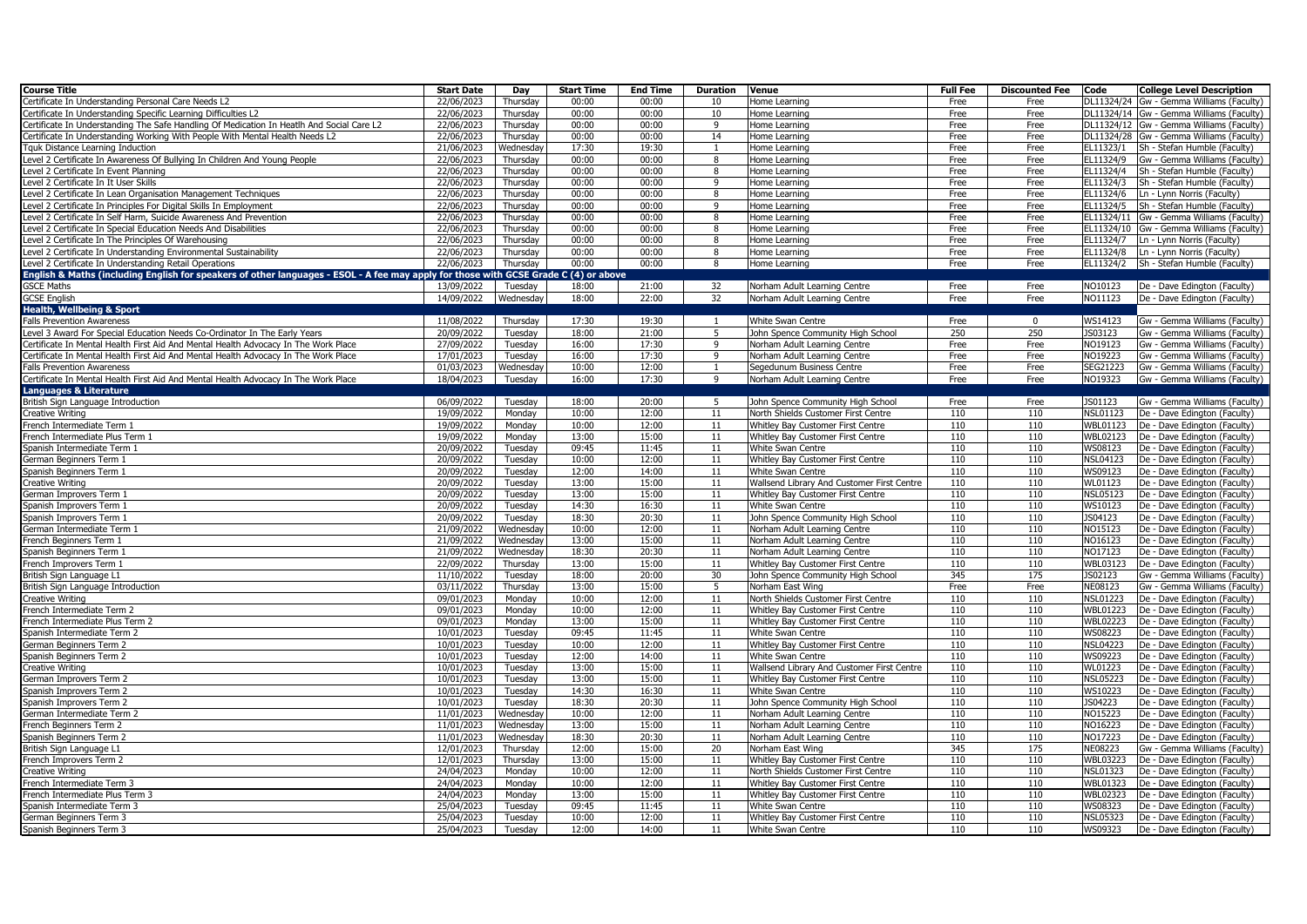| Course Title | Start Date | Day | Start Time | End Time | Duration | Venue | Full Fee | Discounted Fee | Code | College Level Description |
|---|---|---|---|---|---|---|---|---|---|---|
| Certificate In Understanding Personal Care Needs L2 | 22/06/2023 | Thursday | 00:00 | 00:00 | 10 | Home Learning | Free | Free | DL11324/24 | Gw - Gemma Williams (Faculty) |
| Certificate In Understanding Specific Learning Difficulties L2 | 22/06/2023 | Thursday | 00:00 | 00:00 | 10 | Home Learning | Free | Free | DL11324/14 | Gw - Gemma Williams (Faculty) |
| Certificate In Understanding The Safe Handling Of Medication In Heatlh And Social Care L2 | 22/06/2023 | Thursday | 00:00 | 00:00 | 9 | Home Learning | Free | Free | DL11324/12 | Gw - Gemma Williams (Faculty) |
| Certificate In Understanding Working With People With Mental Health Needs L2 | 22/06/2023 | Thursday | 00:00 | 00:00 | 14 | Home Learning | Free | Free | DL11324/28 | Gw - Gemma Williams (Faculty) |
| Tquk Distance Learning Induction | 21/06/2023 | Wednesday | 17:30 | 19:30 | 1 | Home Learning | Free | Free | EL11323/1 | Sh - Stefan Humble (Faculty) |
| Level 2 Certificate In Awareness Of Bullying In Children And Young People | 22/06/2023 | Thursday | 00:00 | 00:00 | 8 | Home Learning | Free | Free | EL11324/9 | Gw - Gemma Williams (Faculty) |
| Level 2 Certificate In Event Planning | 22/06/2023 | Thursday | 00:00 | 00:00 | 8 | Home Learning | Free | Free | EL11324/4 | Sh - Stefan Humble (Faculty) |
| Level 2 Certificate In It User Skills | 22/06/2023 | Thursday | 00:00 | 00:00 | 9 | Home Learning | Free | Free | EL11324/3 | Sh - Stefan Humble (Faculty) |
| Level 2 Certificate In Lean Organisation Management Techniques | 22/06/2023 | Thursday | 00:00 | 00:00 | 8 | Home Learning | Free | Free | EL11324/6 | Ln - Lynn Norris (Faculty) |
| Level 2 Certificate In Principles For Digital Skills In Employment | 22/06/2023 | Thursday | 00:00 | 00:00 | 9 | Home Learning | Free | Free | EL11324/5 | Sh - Stefan Humble (Faculty) |
| Level 2 Certificate In Self Harm, Suicide Awareness And Prevention | 22/06/2023 | Thursday | 00:00 | 00:00 | 8 | Home Learning | Free | Free | EL11324/11 | Gw - Gemma Williams (Faculty) |
| Level 2 Certificate In Special Education Needs And Disabilities | 22/06/2023 | Thursday | 00:00 | 00:00 | 8 | Home Learning | Free | Free | EL11324/10 | Gw - Gemma Williams (Faculty) |
| Level 2 Certificate In The Principles Of Warehousing | 22/06/2023 | Thursday | 00:00 | 00:00 | 8 | Home Learning | Free | Free | EL11324/7 | Ln - Lynn Norris (Faculty) |
| Level 2 Certificate In Understanding Environmental Sustainability | 22/06/2023 | Thursday | 00:00 | 00:00 | 8 | Home Learning | Free | Free | EL11324/8 | Ln - Lynn Norris (Faculty) |
| Level 2 Certificate In Understanding Retail Operations | 22/06/2023 | Thursday | 00:00 | 00:00 | 8 | Home Learning | Free | Free | EL11324/2 | Sh - Stefan Humble (Faculty) |
| **English & Maths (including English for speakers of other languages - ESOL - A fee may apply for those with GCSE Grade C (4) or above** | | | | | | | | | | |
| GSCE Maths | 13/09/2022 | Tuesday | 18:00 | 21:00 | 32 | Norham Adult Learning Centre | Free | Free | NO10123 | De - Dave Edington (Faculty) |
| GCSE English | 14/09/2022 | Wednesday | 18:00 | 22:00 | 32 | Norham Adult Learning Centre | Free | Free | NO11123 | De - Dave Edington (Faculty) |
| **Health, Wellbeing & Sport** | | | | | | | | | | |
| Falls Prevention Awareness | 11/08/2022 | Thursday | 17:30 | 19:30 | 1 | White Swan Centre | Free | 0 | WS14123 | Gw - Gemma Williams (Faculty) |
| Level 3 Award For Special Education Needs Co-Ordinator In The Early Years | 20/09/2022 | Tuesday | 18:00 | 21:00 | 5 | John Spence Community High School | 250 | 250 | JS03123 | Gw - Gemma Williams (Faculty) |
| Certificate In Mental Health First Aid And Mental Health Advocacy In The Work Place | 27/09/2022 | Tuesday | 16:00 | 17:30 | 9 | Norham Adult Learning Centre | Free | Free | NO19123 | Gw - Gemma Williams (Faculty) |
| Certificate In Mental Health First Aid And Mental Health Advocacy In The Work Place | 17/01/2023 | Tuesday | 16:00 | 17:30 | 9 | Norham Adult Learning Centre | Free | Free | NO19223 | Gw - Gemma Williams (Faculty) |
| Falls Prevention Awareness | 01/03/2023 | Wednesday | 10:00 | 12:00 | 1 | Segedunum Business Centre | Free | Free | SEG21223 | Gw - Gemma Williams (Faculty) |
| Certificate In Mental Health First Aid And Mental Health Advocacy In The Work Place | 18/04/2023 | Tuesday | 16:00 | 17:30 | 9 | Norham Adult Learning Centre | Free | Free | NO19323 | Gw - Gemma Williams (Faculty) |
| **Languages & Literature** | | | | | | | | | | |
| British Sign Language Introduction | 06/09/2022 | Tuesday | 18:00 | 20:00 | 5 | John Spence Community High School | Free | Free | JS01123 | Gw - Gemma Williams (Faculty) |
| Creative Writing | 19/09/2022 | Monday | 10:00 | 12:00 | 11 | North Shields Customer First Centre | 110 | 110 | NSL01123 | De - Dave Edington (Faculty) |
| French Intermediate Term 1 | 19/09/2022 | Monday | 10:00 | 12:00 | 11 | Whitley Bay Customer First Centre | 110 | 110 | WBL01123 | De - Dave Edington (Faculty) |
| French Intermediate Plus Term 1 | 19/09/2022 | Monday | 13:00 | 15:00 | 11 | Whitley Bay Customer First Centre | 110 | 110 | WBL02123 | De - Dave Edington (Faculty) |
| Spanish Intermediate Term 1 | 20/09/2022 | Tuesday | 09:45 | 11:45 | 11 | White Swan Centre | 110 | 110 | WS08123 | De - Dave Edington (Faculty) |
| German Beginners Term 1 | 20/09/2022 | Tuesday | 10:00 | 12:00 | 11 | Whitley Bay Customer First Centre | 110 | 110 | NSL04123 | De - Dave Edington (Faculty) |
| Spanish Beginners Term 1 | 20/09/2022 | Tuesday | 12:00 | 14:00 | 11 | White Swan Centre | 110 | 110 | WS09123 | De - Dave Edington (Faculty) |
| Creative Writing | 20/09/2022 | Tuesday | 13:00 | 15:00 | 11 | Wallsend Library And Customer First Centre | 110 | 110 | WL01123 | De - Dave Edington (Faculty) |
| German Improvers Term 1 | 20/09/2022 | Tuesday | 13:00 | 15:00 | 11 | Whitley Bay Customer First Centre | 110 | 110 | NSL05123 | De - Dave Edington (Faculty) |
| Spanish Improvers Term 1 | 20/09/2022 | Tuesday | 14:30 | 16:30 | 11 | White Swan Centre | 110 | 110 | WS10123 | De - Dave Edington (Faculty) |
| Spanish Improvers Term 1 | 20/09/2022 | Tuesday | 18:30 | 20:30 | 11 | John Spence Community High School | 110 | 110 | JS04123 | De - Dave Edington (Faculty) |
| German Intermediate Term 1 | 21/09/2022 | Wednesday | 10:00 | 12:00 | 11 | Norham Adult Learning Centre | 110 | 110 | NO15123 | De - Dave Edington (Faculty) |
| French Beginners Term 1 | 21/09/2022 | Wednesday | 13:00 | 15:00 | 11 | Norham Adult Learning Centre | 110 | 110 | NO16123 | De - Dave Edington (Faculty) |
| Spanish Beginners Term 1 | 21/09/2022 | Wednesday | 18:30 | 20:30 | 11 | Norham Adult Learning Centre | 110 | 110 | NO17123 | De - Dave Edington (Faculty) |
| French Improvers Term 1 | 22/09/2022 | Thursday | 13:00 | 15:00 | 11 | Whitley Bay Customer First Centre | 110 | 110 | WBL03123 | De - Dave Edington (Faculty) |
| British Sign Language L1 | 11/10/2022 | Tuesday | 18:00 | 20:00 | 30 | John Spence Community High School | 345 | 175 | JS02123 | Gw - Gemma Williams (Faculty) |
| British Sign Language Introduction | 03/11/2022 | Thursday | 13:00 | 15:00 | 5 | Norham East Wing | Free | Free | NE08123 | Gw - Gemma Williams (Faculty) |
| Creative Writing | 09/01/2023 | Monday | 10:00 | 12:00 | 11 | North Shields Customer First Centre | 110 | 110 | NSL01223 | De - Dave Edington (Faculty) |
| French Intermediate Term 2 | 09/01/2023 | Monday | 10:00 | 12:00 | 11 | Whitley Bay Customer First Centre | 110 | 110 | WBL01223 | De - Dave Edington (Faculty) |
| French Intermediate Plus Term 2 | 09/01/2023 | Monday | 13:00 | 15:00 | 11 | Whitley Bay Customer First Centre | 110 | 110 | WBL02223 | De - Dave Edington (Faculty) |
| Spanish Intermediate Term 2 | 10/01/2023 | Tuesday | 09:45 | 11:45 | 11 | White Swan Centre | 110 | 110 | WS08223 | De - Dave Edington (Faculty) |
| German Beginners Term 2 | 10/01/2023 | Tuesday | 10:00 | 12:00 | 11 | Whitley Bay Customer First Centre | 110 | 110 | NSL04223 | De - Dave Edington (Faculty) |
| Spanish Beginners Term 2 | 10/01/2023 | Tuesday | 12:00 | 14:00 | 11 | White Swan Centre | 110 | 110 | WS09223 | De - Dave Edington (Faculty) |
| Creative Writing | 10/01/2023 | Tuesday | 13:00 | 15:00 | 11 | Wallsend Library And Customer First Centre | 110 | 110 | WL01223 | De - Dave Edington (Faculty) |
| German Improvers Term 2 | 10/01/2023 | Tuesday | 13:00 | 15:00 | 11 | Whitley Bay Customer First Centre | 110 | 110 | NSL05223 | De - Dave Edington (Faculty) |
| Spanish Improvers Term 2 | 10/01/2023 | Tuesday | 14:30 | 16:30 | 11 | White Swan Centre | 110 | 110 | WS10223 | De - Dave Edington (Faculty) |
| Spanish Improvers Term 2 | 10/01/2023 | Tuesday | 18:30 | 20:30 | 11 | John Spence Community High School | 110 | 110 | JS04223 | De - Dave Edington (Faculty) |
| German Intermediate Term 2 | 11/01/2023 | Wednesday | 10:00 | 12:00 | 11 | Norham Adult Learning Centre | 110 | 110 | NO15223 | De - Dave Edington (Faculty) |
| French Beginners Term 2 | 11/01/2023 | Wednesday | 13:00 | 15:00 | 11 | Norham Adult Learning Centre | 110 | 110 | NO16223 | De - Dave Edington (Faculty) |
| Spanish Beginners Term 2 | 11/01/2023 | Wednesday | 18:30 | 20:30 | 11 | Norham Adult Learning Centre | 110 | 110 | NO17223 | De - Dave Edington (Faculty) |
| British Sign Language L1 | 12/01/2023 | Thursday | 12:00 | 15:00 | 20 | Norham East Wing | 345 | 175 | NE08223 | Gw - Gemma Williams (Faculty) |
| French Improvers Term 2 | 12/01/2023 | Thursday | 13:00 | 15:00 | 11 | Whitley Bay Customer First Centre | 110 | 110 | WBL03223 | De - Dave Edington (Faculty) |
| Creative Writing | 24/04/2023 | Monday | 10:00 | 12:00 | 11 | North Shields Customer First Centre | 110 | 110 | NSL01323 | De - Dave Edington (Faculty) |
| French Intermediate Term 3 | 24/04/2023 | Monday | 10:00 | 12:00 | 11 | Whitley Bay Customer First Centre | 110 | 110 | WBL01323 | De - Dave Edington (Faculty) |
| French Intermediate Plus Term 3 | 24/04/2023 | Monday | 13:00 | 15:00 | 11 | Whitley Bay Customer First Centre | 110 | 110 | WBL02323 | De - Dave Edington (Faculty) |
| Spanish Intermediate Term 3 | 25/04/2023 | Tuesday | 09:45 | 11:45 | 11 | White Swan Centre | 110 | 110 | WS08323 | De - Dave Edington (Faculty) |
| German Beginners Term 3 | 25/04/2023 | Tuesday | 10:00 | 12:00 | 11 | Whitley Bay Customer First Centre | 110 | 110 | NSL05323 | De - Dave Edington (Faculty) |
| Spanish Beginners Term 3 | 25/04/2023 | Tuesday | 12:00 | 14:00 | 11 | White Swan Centre | 110 | 110 | WS09323 | De - Dave Edington (Faculty) |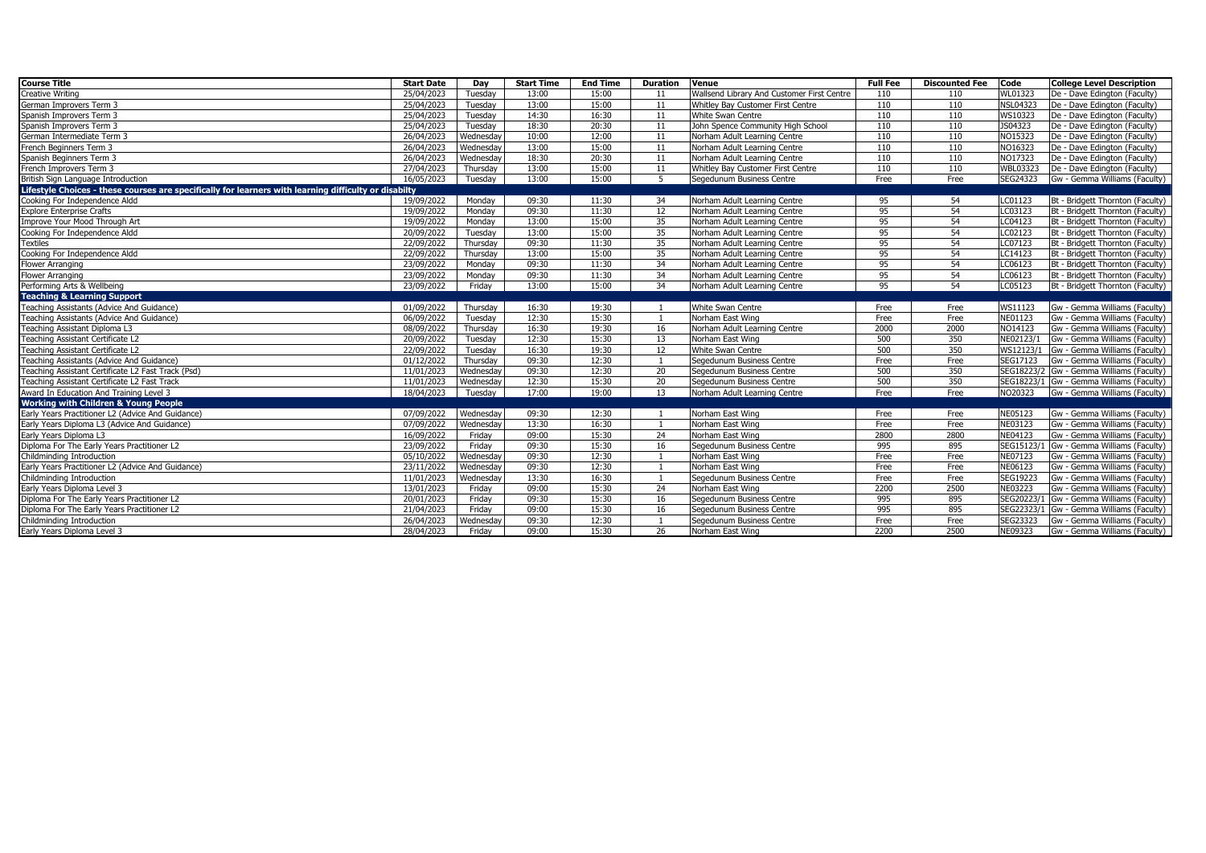| Course Title | Start Date | Day | Start Time | End Time | Duration | Venue | Full Fee | Discounted Fee | Code | College Level Description |
|---|---|---|---|---|---|---|---|---|---|---|
| Creative Writing | 25/04/2023 | Tuesday | 13:00 | 15:00 | 11 | Wallsend Library And Customer First Centre | 110 | 110 | WL01323 | De - Dave Edington (Faculty) |
| German Improvers Term 3 | 25/04/2023 | Tuesday | 13:00 | 15:00 | 11 | Whitley Bay Customer First Centre | 110 | 110 | NSL04323 | De - Dave Edington (Faculty) |
| Spanish Improvers Term 3 | 25/04/2023 | Tuesday | 14:30 | 16:30 | 11 | White Swan Centre | 110 | 110 | WS10323 | De - Dave Edington (Faculty) |
| Spanish Improvers Term 3 | 25/04/2023 | Tuesday | 18:30 | 20:30 | 11 | John Spence Community High School | 110 | 110 | JS04323 | De - Dave Edington (Faculty) |
| German Intermediate Term 3 | 26/04/2023 | Wednesday | 10:00 | 12:00 | 11 | Norham Adult Learning Centre | 110 | 110 | NO15323 | De - Dave Edington (Faculty) |
| French Beginners Term 3 | 26/04/2023 | Wednesday | 13:00 | 15:00 | 11 | Norham Adult Learning Centre | 110 | 110 | NO16323 | De - Dave Edington (Faculty) |
| Spanish Beginners Term 3 | 26/04/2023 | Wednesday | 18:30 | 20:30 | 11 | Norham Adult Learning Centre | 110 | 110 | NO17323 | De - Dave Edington (Faculty) |
| French Improvers Term 3 | 27/04/2023 | Thursday | 13:00 | 15:00 | 11 | Whitley Bay Customer First Centre | 110 | 110 | WBL03323 | De - Dave Edington (Faculty) |
| British Sign Language Introduction | 16/05/2023 | Tuesday | 13:00 | 15:00 | 5 | Segedunum Business Centre | Free | Free | SEG24323 | Gw - Gemma Williams (Faculty) |
| **Lifestyle Choices - these courses are specifically for learners with learning difficulty or disabilty** | | | | | | | | | | |
| Cooking For Independence Aldd | 19/09/2022 | Monday | 09:30 | 11:30 | 34 | Norham Adult Learning Centre | 95 | 54 | LC01123 | Bt - Bridgett Thornton (Faculty) |
| Explore Enterprise Crafts | 19/09/2022 | Monday | 09:30 | 11:30 | 12 | Norham Adult Learning Centre | 95 | 54 | LC03123 | Bt - Bridgett Thornton (Faculty) |
| Improve Your Mood Through Art | 19/09/2022 | Monday | 13:00 | 15:00 | 35 | Norham Adult Learning Centre | 95 | 54 | LC04123 | Bt - Bridgett Thornton (Faculty) |
| Cooking For Independence Aldd | 20/09/2022 | Tuesday | 13:00 | 15:00 | 35 | Norham Adult Learning Centre | 95 | 54 | LC02123 | Bt - Bridgett Thornton (Faculty) |
| Textiles | 22/09/2022 | Thursday | 09:30 | 11:30 | 35 | Norham Adult Learning Centre | 95 | 54 | LC07123 | Bt - Bridgett Thornton (Faculty) |
| Cooking For Independence Aldd | 22/09/2022 | Thursday | 13:00 | 15:00 | 35 | Norham Adult Learning Centre | 95 | 54 | LC14123 | Bt - Bridgett Thornton (Faculty) |
| Flower Arranging | 23/09/2022 | Monday | 09:30 | 11:30 | 34 | Norham Adult Learning Centre | 95 | 54 | LC06123 | Bt - Bridgett Thornton (Faculty) |
| Flower Arranging | 23/09/2022 | Monday | 09:30 | 11:30 | 34 | Norham Adult Learning Centre | 95 | 54 | LC06123 | Bt - Bridgett Thornton (Faculty) |
| Performing Arts & Wellbeing | 23/09/2022 | Friday | 13:00 | 15:00 | 34 | Norham Adult Learning Centre | 95 | 54 | LC05123 | Bt - Bridgett Thornton (Faculty) |
| **Teaching & Learning Support** | | | | | | | | | | |
| Teaching Assistants (Advice And Guidance) | 01/09/2022 | Thursday | 16:30 | 19:30 | 1 | White Swan Centre | Free | Free | WS11123 | Gw - Gemma Williams (Faculty) |
| Teaching Assistants (Advice And Guidance) | 06/09/2022 | Tuesday | 12:30 | 15:30 | 1 | Norham East Wing | Free | Free | NE01123 | Gw - Gemma Williams (Faculty) |
| Teaching Assistant Diploma L3 | 08/09/2022 | Thursday | 16:30 | 19:30 | 16 | Norham Adult Learning Centre | 2000 | 2000 | NO14123 | Gw - Gemma Williams (Faculty) |
| Teaching Assistant Certificate L2 | 20/09/2022 | Tuesday | 12:30 | 15:30 | 13 | Norham East Wing | 500 | 350 | NE02123/1 | Gw - Gemma Williams (Faculty) |
| Teaching Assistant Certificate L2 | 22/09/2022 | Tuesday | 16:30 | 19:30 | 12 | White Swan Centre | 500 | 350 | WS12123/1 | Gw - Gemma Williams (Faculty) |
| Teaching Assistants (Advice And Guidance) | 01/12/2022 | Thursday | 09:30 | 12:30 | 1 | Segedunum Business Centre | Free | Free | SEG17123 | Gw - Gemma Williams (Faculty) |
| Teaching Assistant Certificate L2 Fast Track (Psd) | 11/01/2023 | Wednesday | 09:30 | 12:30 | 20 | Segedunum Business Centre | 500 | 350 | SEG18223/2 | Gw - Gemma Williams (Faculty) |
| Teaching Assistant Certificate L2 Fast Track | 11/01/2023 | Wednesday | 12:30 | 15:30 | 20 | Segedunum Business Centre | 500 | 350 | SEG18223/1 | Gw - Gemma Williams (Faculty) |
| Award In Education And Training Level 3 | 18/04/2023 | Tuesday | 17:00 | 19:00 | 13 | Norham Adult Learning Centre | Free | Free | NO20323 | Gw - Gemma Williams (Faculty) |
| **Working with Children & Young People** | | | | | | | | | | |
| Early Years Practitioner L2 (Advice And Guidance) | 07/09/2022 | Wednesday | 09:30 | 12:30 | 1 | Norham East Wing | Free | Free | NE05123 | Gw - Gemma Williams (Faculty) |
| Early Years Diploma L3 (Advice And Guidance) | 07/09/2022 | Wednesday | 13:30 | 16:30 | 1 | Norham East Wing | Free | Free | NE03123 | Gw - Gemma Williams (Faculty) |
| Early Years Diploma L3 | 16/09/2022 | Friday | 09:00 | 15:30 | 24 | Norham East Wing | 2800 | 2800 | NE04123 | Gw - Gemma Williams (Faculty) |
| Diploma For The Early Years Practitioner L2 | 23/09/2022 | Friday | 09:30 | 15:30 | 16 | Segedunum Business Centre | 995 | 895 | SEG15123/1 | Gw - Gemma Williams (Faculty) |
| Childminding Introduction | 05/10/2022 | Wednesday | 09:30 | 12:30 | 1 | Norham East Wing | Free | Free | NE07123 | Gw - Gemma Williams (Faculty) |
| Early Years Practitioner L2 (Advice And Guidance) | 23/11/2022 | Wednesday | 09:30 | 12:30 | 1 | Norham East Wing | Free | Free | NE06123 | Gw - Gemma Williams (Faculty) |
| Childminding Introduction | 11/01/2023 | Wednesday | 13:30 | 16:30 | 1 | Segedunum Business Centre | Free | Free | SEG19223 | Gw - Gemma Williams (Faculty) |
| Early Years Diploma Level 3 | 13/01/2023 | Friday | 09:00 | 15:30 | 24 | Norham East Wing | 2200 | 2500 | NE03223 | Gw - Gemma Williams (Faculty) |
| Diploma For The Early Years Practitioner L2 | 20/01/2023 | Friday | 09:30 | 15:30 | 16 | Segedunum Business Centre | 995 | 895 | SEG20223/1 | Gw - Gemma Williams (Faculty) |
| Diploma For The Early Years Practitioner L2 | 21/04/2023 | Friday | 09:00 | 15:30 | 16 | Segedunum Business Centre | 995 | 895 | SEG22323/1 | Gw - Gemma Williams (Faculty) |
| Childminding Introduction | 26/04/2023 | Wednesday | 09:30 | 12:30 | 1 | Segedunum Business Centre | Free | Free | SEG23323 | Gw - Gemma Williams (Faculty) |
| Early Years Diploma Level 3 | 28/04/2023 | Friday | 09:00 | 15:30 | 26 | Norham East Wing | 2200 | 2500 | NE09323 | Gw - Gemma Williams (Faculty) |